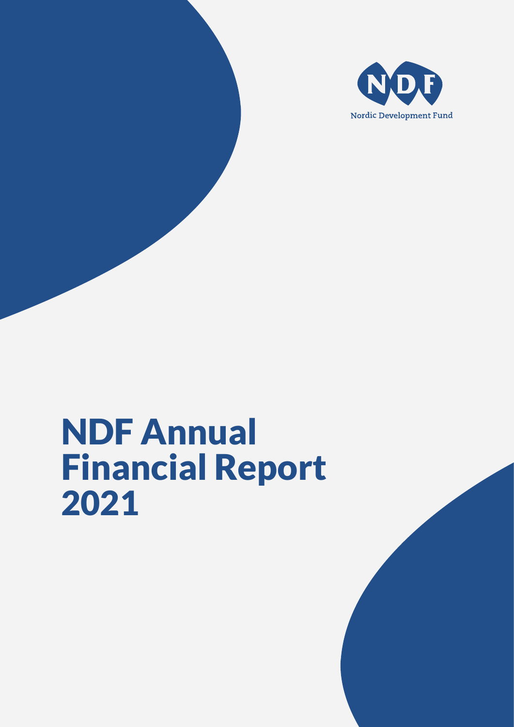NDF

Nordic Development Fund

# NDF Annual Financial Report 2021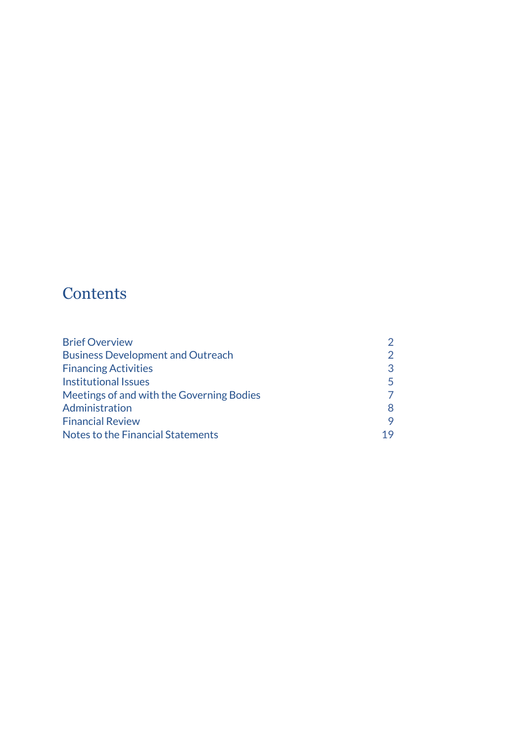# Contents

| | |
|---|---|
| Brief Overview | 2 |
| Business Development and Outreach | 2 |
| Financing Activities | 3 |
| Institutional Issues | 5 |
| Meetings of and with the Governing Bodies | 7 |
| Administration | 8 |
| Financial Review | 9 |
| Notes to the Financial Statements | 19 |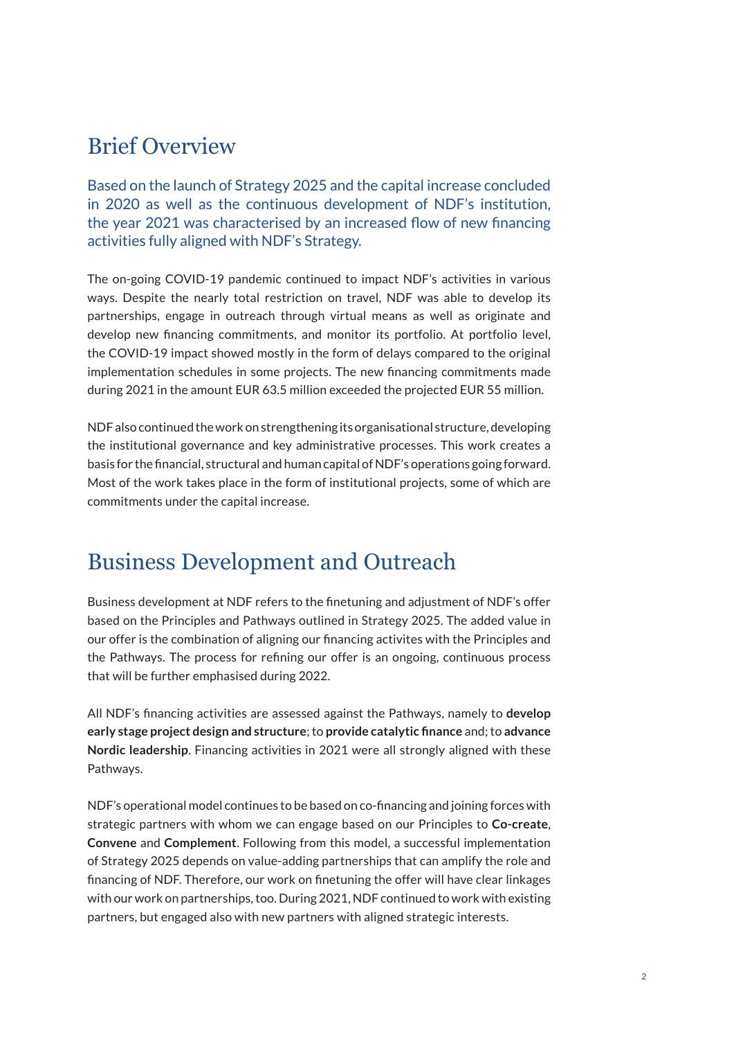## Brief Overview

Based on the launch of Strategy 2025 and the capital increase concluded in 2020 as well as the continuous development of NDF's institution, the year 2021 was characterised by an increased flow of new financing activities fully aligned with NDF's Strategy.

The on-going COVID-19 pandemic continued to impact NDF's activities in various ways. Despite the nearly total restriction on travel, NDF was able to develop its partnerships, engage in outreach through virtual means as well as originate and develop new financing commitments, and monitor its portfolio. At portfolio level, the COVID-19 impact showed mostly in the form of delays compared to the original implementation schedules in some projects. The new financing commitments made during 2021 in the amount EUR 63.5 million exceeded the projected EUR 55 million.

NDF also continued the work on strengthening its organisational structure, developing the institutional governance and key administrative processes. This work creates a basis for the financial, structural and human capital of NDF's operations going forward. Most of the work takes place in the form of institutional projects, some of which are commitments under the capital increase.

## Business Development and Outreach

Business development at NDF refers to the finetuning and adjustment of NDF's offer based on the Principles and Pathways outlined in Strategy 2025. The added value in our offer is the combination of aligning our financing activites with the Principles and the Pathways. The process for refining our offer is an ongoing, continuous process that will be further emphasised during 2022.

All NDF's financing activities are assessed against the Pathways, namely to **develop early stage project design and structure**; to **provide catalytic finance** and; to **advance Nordic leadership**. Financing activities in 2021 were all strongly aligned with these Pathways.

NDF's operational model continues to be based on co-financing and joining forces with strategic partners with whom we can engage based on our Principles to **Co-create**, **Convene** and **Complement**. Following from this model, a successful implementation of Strategy 2025 depends on value-adding partnerships that can amplify the role and financing of NDF. Therefore, our work on finetuning the offer will have clear linkages with our work on partnerships, too. During 2021, NDF continued to work with existing partners, but engaged also with new partners with aligned strategic interests.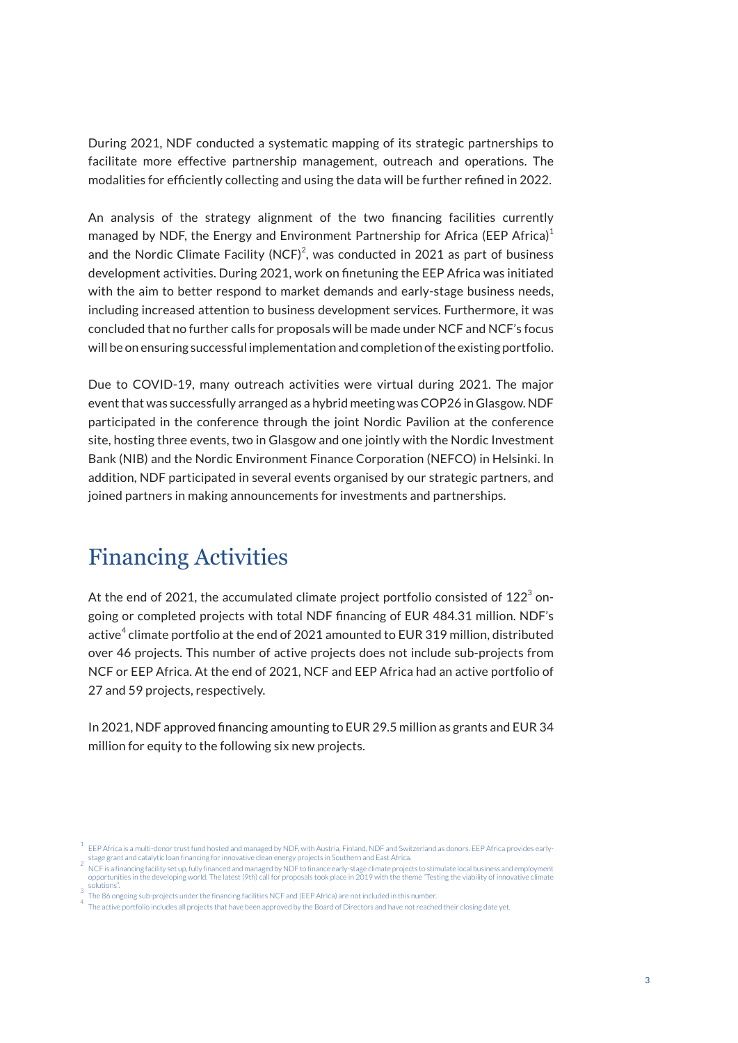During 2021, NDF conducted a systematic mapping of its strategic partnerships to facilitate more effective partnership management, outreach and operations. The modalities for efficiently collecting and using the data will be further refined in 2022.

An analysis of the strategy alignment of the two financing facilities currently managed by NDF, the Energy and Environment Partnership for Africa (EEP Africa)[1] and the Nordic Climate Facility (NCF)[2], was conducted in 2021 as part of business development activities. During 2021, work on finetuning the EEP Africa was initiated with the aim to better respond to market demands and early-stage business needs, including increased attention to business development services. Furthermore, it was concluded that no further calls for proposals will be made under NCF and NCF's focus will be on ensuring successful implementation and completion of the existing portfolio.

Due to COVID-19, many outreach activities were virtual during 2021. The major event that was successfully arranged as a hybrid meeting was COP26 in Glasgow. NDF participated in the conference through the joint Nordic Pavilion at the conference site, hosting three events, two in Glasgow and one jointly with the Nordic Investment Bank (NIB) and the Nordic Environment Finance Corporation (NEFCO) in Helsinki. In addition, NDF participated in several events organised by our strategic partners, and joined partners in making announcements for investments and partnerships.

## Financing Activities

At the end of 2021, the accumulated climate project portfolio consisted of 122[3] on-going or completed projects with total NDF financing of EUR 484.31 million. NDF's active[4] climate portfolio at the end of 2021 amounted to EUR 319 million, distributed over 46 projects. This number of active projects does not include sub-projects from NCF or EEP Africa. At the end of 2021, NCF and EEP Africa had an active portfolio of 27 and 59 projects, respectively.

In 2021, NDF approved financing amounting to EUR 29.5 million as grants and EUR 34 million for equity to the following six new projects.

[1] EEP Africa is a multi-donor trust fund hosted and managed by NDF, with Austria, Finland, NDF and Switzerland as donors. EEP Africa provides early-stage grant and catalytic loan financing for innovative clean energy projects in Southern and East Africa.

[2] NCF is a financing facility set up, fully financed and managed by NDF to finance early-stage climate projects to stimulate local business and employment opportunities in the developing world. The latest (9th) call for proposals took place in 2019 with the theme "Testing the viability of innovative climate solutions".

[3] The 86 ongoing sub-projects under the financing facilities NCF and (EEP Africa) are not included in this number.

[4] The active portfolio includes all projects that have been approved by the Board of Directors and have not reached their closing date yet.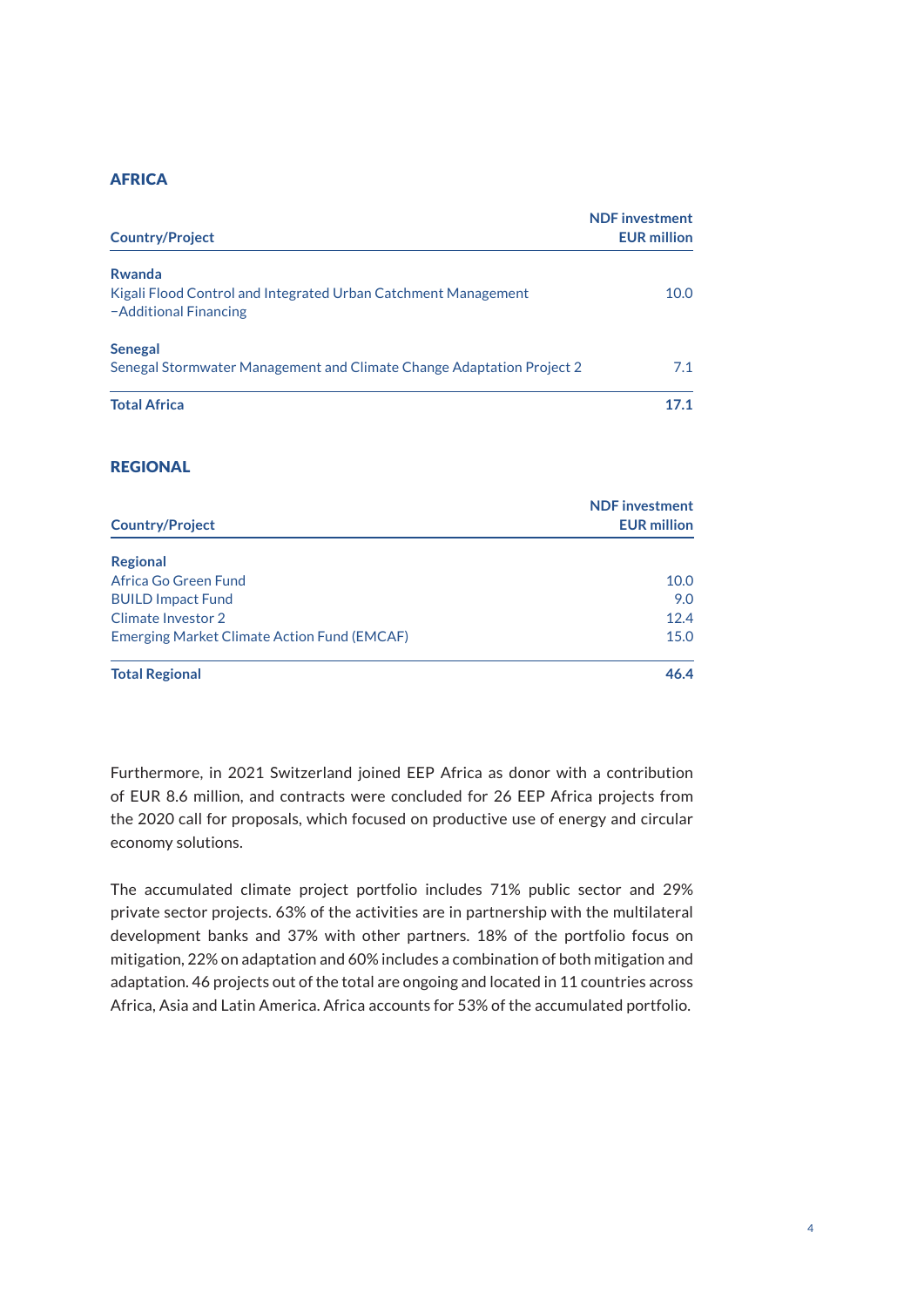## AFRICA

| Country/Project | NDF investment EUR million |
|---|---|
| **Rwanda** | |
| Kigali Flood Control and Integrated Urban Catchment Management –Additional Financing | 10.0 |
| **Senegal** | |
| Senegal Stormwater Management and Climate Change Adaptation Project 2 | 7.1 |
| **Total Africa** | **17.1** |

## REGIONAL

| Country/Project | NDF investment EUR million |
|---|---|
| **Regional** | |
| Africa Go Green Fund | 10.0 |
| BUILD Impact Fund | 9.0 |
| Climate Investor 2 | 12.4 |
| Emerging Market Climate Action Fund (EMCAF) | 15.0 |
| **Total Regional** | **46.4** |

Furthermore, in 2021 Switzerland joined EEP Africa as donor with a contribution of EUR 8.6 million, and contracts were concluded for 26 EEP Africa projects from the 2020 call for proposals, which focused on productive use of energy and circular economy solutions.

The accumulated climate project portfolio includes 71% public sector and 29% private sector projects. 63% of the activities are in partnership with the multilateral development banks and 37% with other partners. 18% of the portfolio focus on mitigation, 22% on adaptation and 60% includes a combination of both mitigation and adaptation. 46 projects out of the total are ongoing and located in 11 countries across Africa, Asia and Latin America. Africa accounts for 53% of the accumulated portfolio.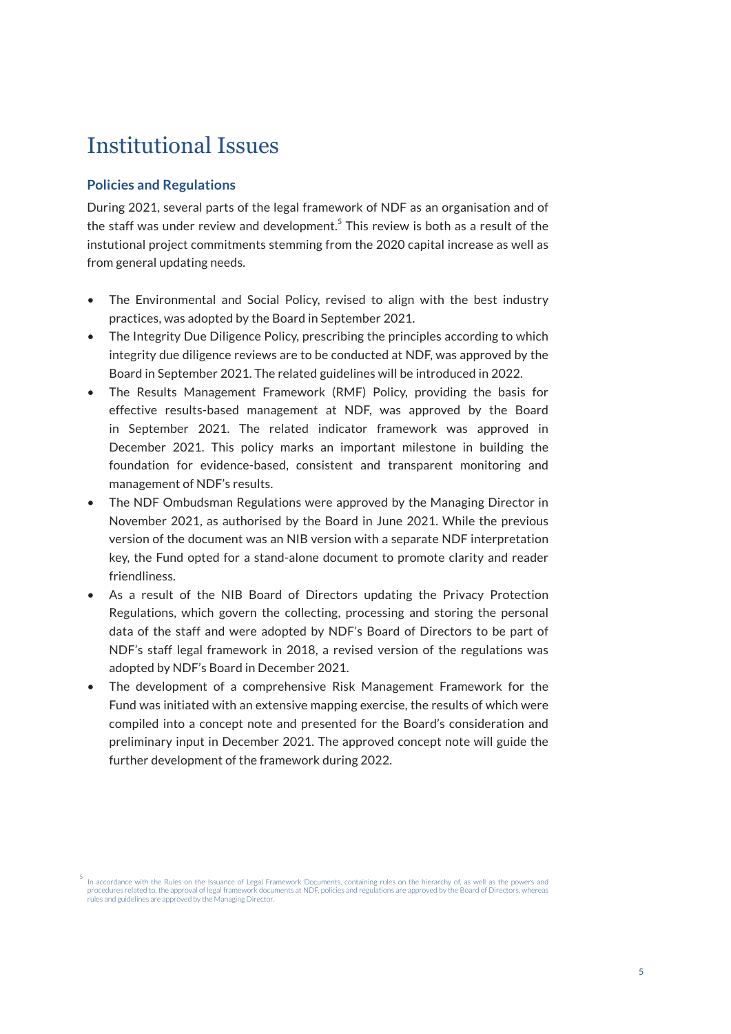# Institutional Issues

## Policies and Regulations

During 2021, several parts of the legal framework of NDF as an organisation and of the staff was under review and development.[5] This review is both as a result of the instutional project commitments stemming from the 2020 capital increase as well as from general updating needs.

- The Environmental and Social Policy, revised to align with the best industry practices, was adopted by the Board in September 2021.
- The Integrity Due Diligence Policy, prescribing the principles according to which integrity due diligence reviews are to be conducted at NDF, was approved by the Board in September 2021. The related guidelines will be introduced in 2022.
- The Results Management Framework (RMF) Policy, providing the basis for effective results-based management at NDF, was approved by the Board in September 2021. The related indicator framework was approved in December 2021. This policy marks an important milestone in building the foundation for evidence-based, consistent and transparent monitoring and management of NDF's results.
- The NDF Ombudsman Regulations were approved by the Managing Director in November 2021, as authorised by the Board in June 2021. While the previous version of the document was an NIB version with a separate NDF interpretation key, the Fund opted for a stand-alone document to promote clarity and reader friendliness.
- As a result of the NIB Board of Directors updating the Privacy Protection Regulations, which govern the collecting, processing and storing the personal data of the staff and were adopted by NDF's Board of Directors to be part of NDF's staff legal framework in 2018, a revised version of the regulations was adopted by NDF's Board in December 2021.
- The development of a comprehensive Risk Management Framework for the Fund was initiated with an extensive mapping exercise, the results of which were compiled into a concept note and presented for the Board's consideration and preliminary input in December 2021. The approved concept note will guide the further development of the framework during 2022.

[5] In accordance with the Rules on the Issuance of Legal Framework Documents, containing rules on the hierarchy of, as well as the powers and procedures related to, the approval of legal framework documents at NDF, policies and regulations are approved by the Board of Directors, whereas rules and guidelines are approved by the Managing Director.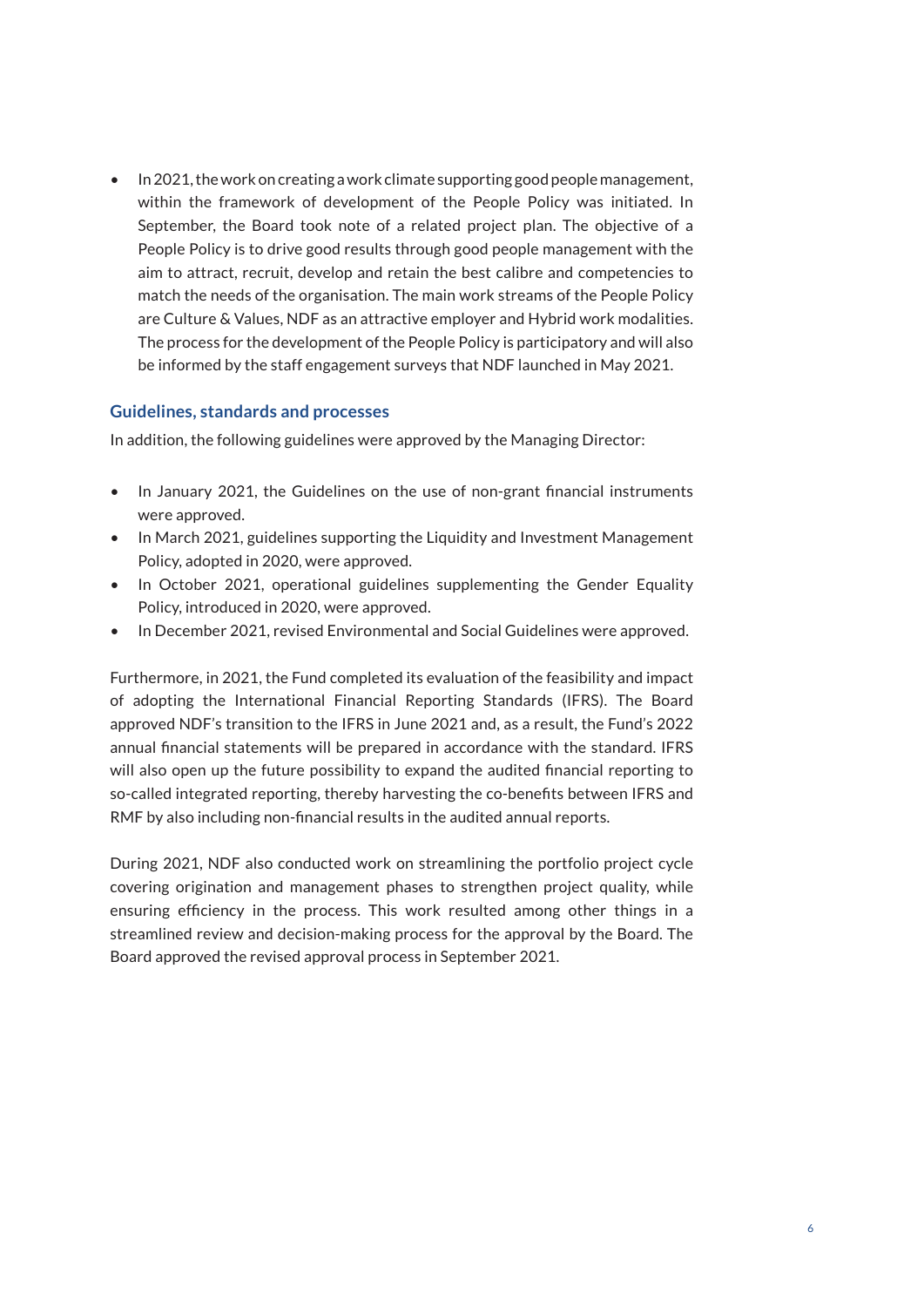- In 2021, the work on creating a work climate supporting good people management, within the framework of development of the People Policy was initiated. In September, the Board took note of a related project plan. The objective of a People Policy is to drive good results through good people management with the aim to attract, recruit, develop and retain the best calibre and competencies to match the needs of the organisation. The main work streams of the People Policy are Culture & Values, NDF as an attractive employer and Hybrid work modalities. The process for the development of the People Policy is participatory and will also be informed by the staff engagement surveys that NDF launched in May 2021.

## Guidelines, standards and processes

In addition, the following guidelines were approved by the Managing Director:

- In January 2021, the Guidelines on the use of non-grant financial instruments were approved.
- In March 2021, guidelines supporting the Liquidity and Investment Management Policy, adopted in 2020, were approved.
- In October 2021, operational guidelines supplementing the Gender Equality Policy, introduced in 2020, were approved.
- In December 2021, revised Environmental and Social Guidelines were approved.

Furthermore, in 2021, the Fund completed its evaluation of the feasibility and impact of adopting the International Financial Reporting Standards (IFRS). The Board approved NDF's transition to the IFRS in June 2021 and, as a result, the Fund's 2022 annual financial statements will be prepared in accordance with the standard. IFRS will also open up the future possibility to expand the audited financial reporting to so-called integrated reporting, thereby harvesting the co-benefits between IFRS and RMF by also including non-financial results in the audited annual reports.

During 2021, NDF also conducted work on streamlining the portfolio project cycle covering origination and management phases to strengthen project quality, while ensuring efficiency in the process. This work resulted among other things in a streamlined review and decision-making process for the approval by the Board. The Board approved the revised approval process in September 2021.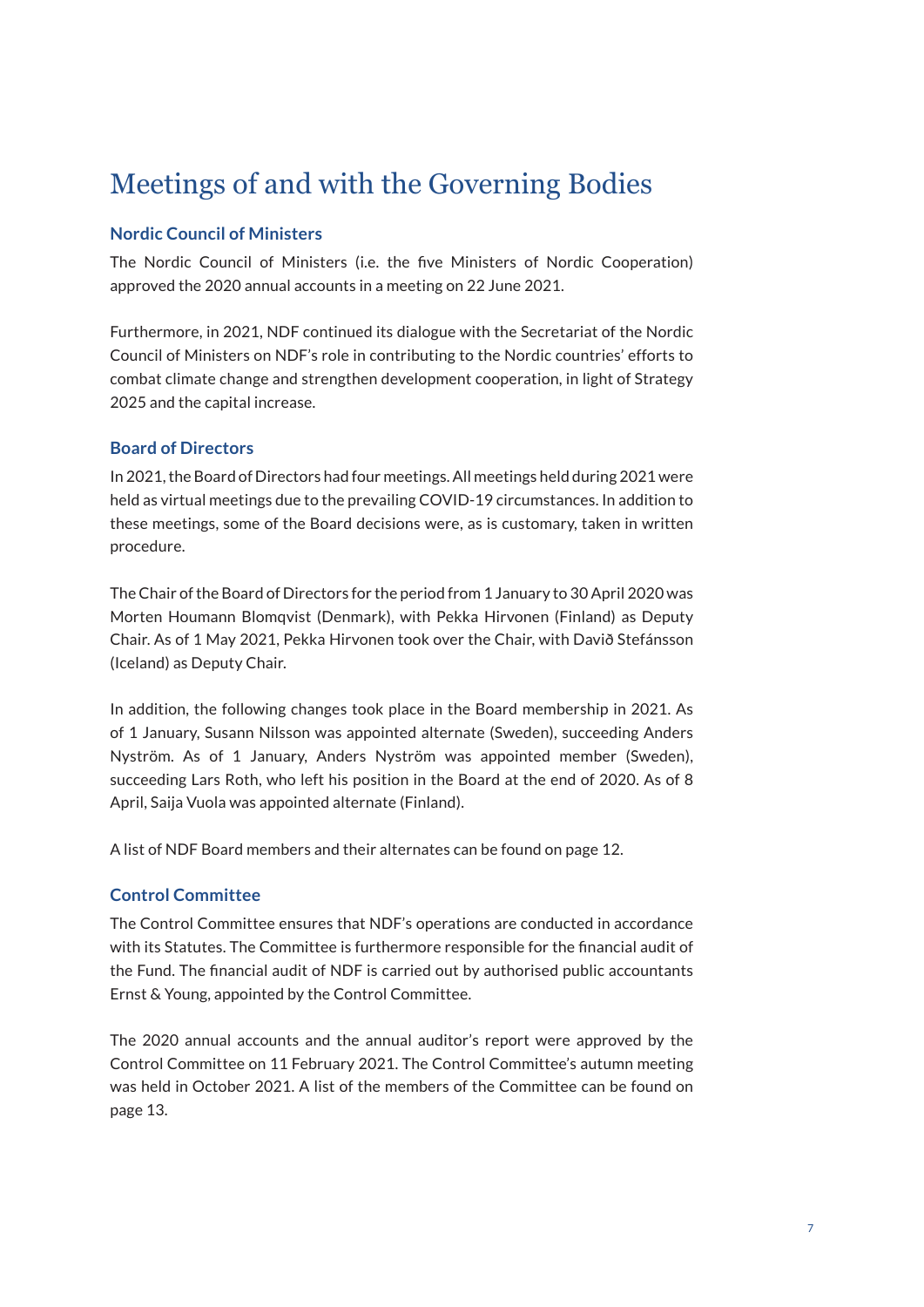# Meetings of and with the Governing Bodies

### Nordic Council of Ministers

The Nordic Council of Ministers (i.e. the five Ministers of Nordic Cooperation) approved the 2020 annual accounts in a meeting on 22 June 2021.

Furthermore, in 2021, NDF continued its dialogue with the Secretariat of the Nordic Council of Ministers on NDF's role in contributing to the Nordic countries' efforts to combat climate change and strengthen development cooperation, in light of Strategy 2025 and the capital increase.

### Board of Directors

In 2021, the Board of Directors had four meetings. All meetings held during 2021 were held as virtual meetings due to the prevailing COVID-19 circumstances. In addition to these meetings, some of the Board decisions were, as is customary, taken in written procedure.

The Chair of the Board of Directors for the period from 1 January to 30 April 2020 was Morten Houmann Blomqvist (Denmark), with Pekka Hirvonen (Finland) as Deputy Chair. As of 1 May 2021, Pekka Hirvonen took over the Chair, with Davið Stefánsson (Iceland) as Deputy Chair.

In addition, the following changes took place in the Board membership in 2021. As of 1 January, Susann Nilsson was appointed alternate (Sweden), succeeding Anders Nyström. As of 1 January, Anders Nyström was appointed member (Sweden), succeeding Lars Roth, who left his position in the Board at the end of 2020. As of 8 April, Saija Vuola was appointed alternate (Finland).

A list of NDF Board members and their alternates can be found on page 12.

### Control Committee

The Control Committee ensures that NDF's operations are conducted in accordance with its Statutes. The Committee is furthermore responsible for the financial audit of the Fund. The financial audit of NDF is carried out by authorised public accountants Ernst & Young, appointed by the Control Committee.

The 2020 annual accounts and the annual auditor's report were approved by the Control Committee on 11 February 2021. The Control Committee's autumn meeting was held in October 2021. A list of the members of the Committee can be found on page 13.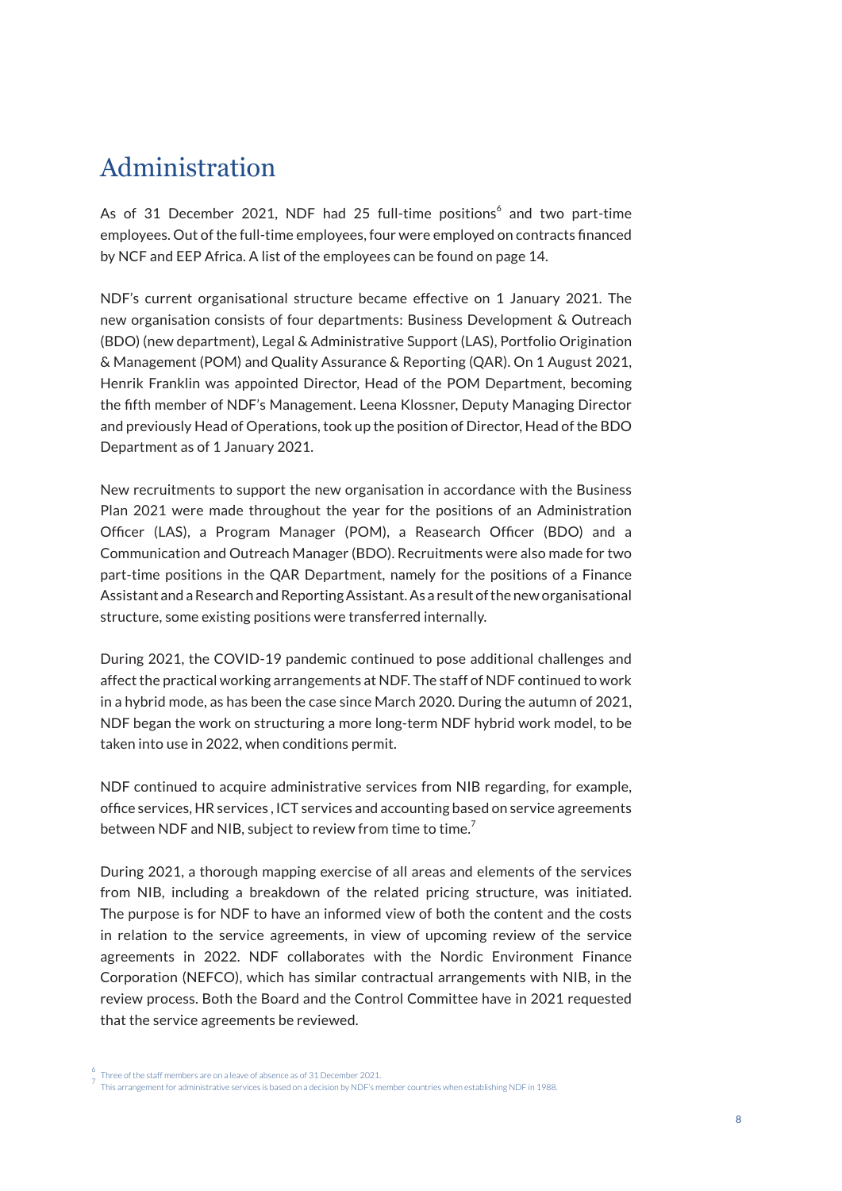# Administration

As of 31 December 2021, NDF had 25 full-time positions[6] and two part-time employees. Out of the full-time employees, four were employed on contracts financed by NCF and EEP Africa. A list of the employees can be found on page 14.

NDF's current organisational structure became effective on 1 January 2021. The new organisation consists of four departments: Business Development & Outreach (BDO) (new department), Legal & Administrative Support (LAS), Portfolio Origination & Management (POM) and Quality Assurance & Reporting (QAR). On 1 August 2021, Henrik Franklin was appointed Director, Head of the POM Department, becoming the fifth member of NDF's Management. Leena Klossner, Deputy Managing Director and previously Head of Operations, took up the position of Director, Head of the BDO Department as of 1 January 2021.

New recruitments to support the new organisation in accordance with the Business Plan 2021 were made throughout the year for the positions of an Administration Officer (LAS), a Program Manager (POM), a Reasearch Officer (BDO) and a Communication and Outreach Manager (BDO). Recruitments were also made for two part-time positions in the QAR Department, namely for the positions of a Finance Assistant and a Research and Reporting Assistant. As a result of the new organisational structure, some existing positions were transferred internally.

During 2021, the COVID-19 pandemic continued to pose additional challenges and affect the practical working arrangements at NDF. The staff of NDF continued to work in a hybrid mode, as has been the case since March 2020. During the autumn of 2021, NDF began the work on structuring a more long-term NDF hybrid work model, to be taken into use in 2022, when conditions permit.

NDF continued to acquire administrative services from NIB regarding, for example, office services, HR services , ICT services and accounting based on service agreements between NDF and NIB, subject to review from time to time.[7]

During 2021, a thorough mapping exercise of all areas and elements of the services from NIB, including a breakdown of the related pricing structure, was initiated. The purpose is for NDF to have an informed view of both the content and the costs in relation to the service agreements, in view of upcoming review of the service agreements in 2022. NDF collaborates with the Nordic Environment Finance Corporation (NEFCO), which has similar contractual arrangements with NIB, in the review process. Both the Board and the Control Committee have in 2021 requested that the service agreements be reviewed.

[6] Three of the staff members are on a leave of absence as of 31 December 2021.

[7] This arrangement for administrative services is based on a decision by NDF's member countries when establishing NDF in 1988.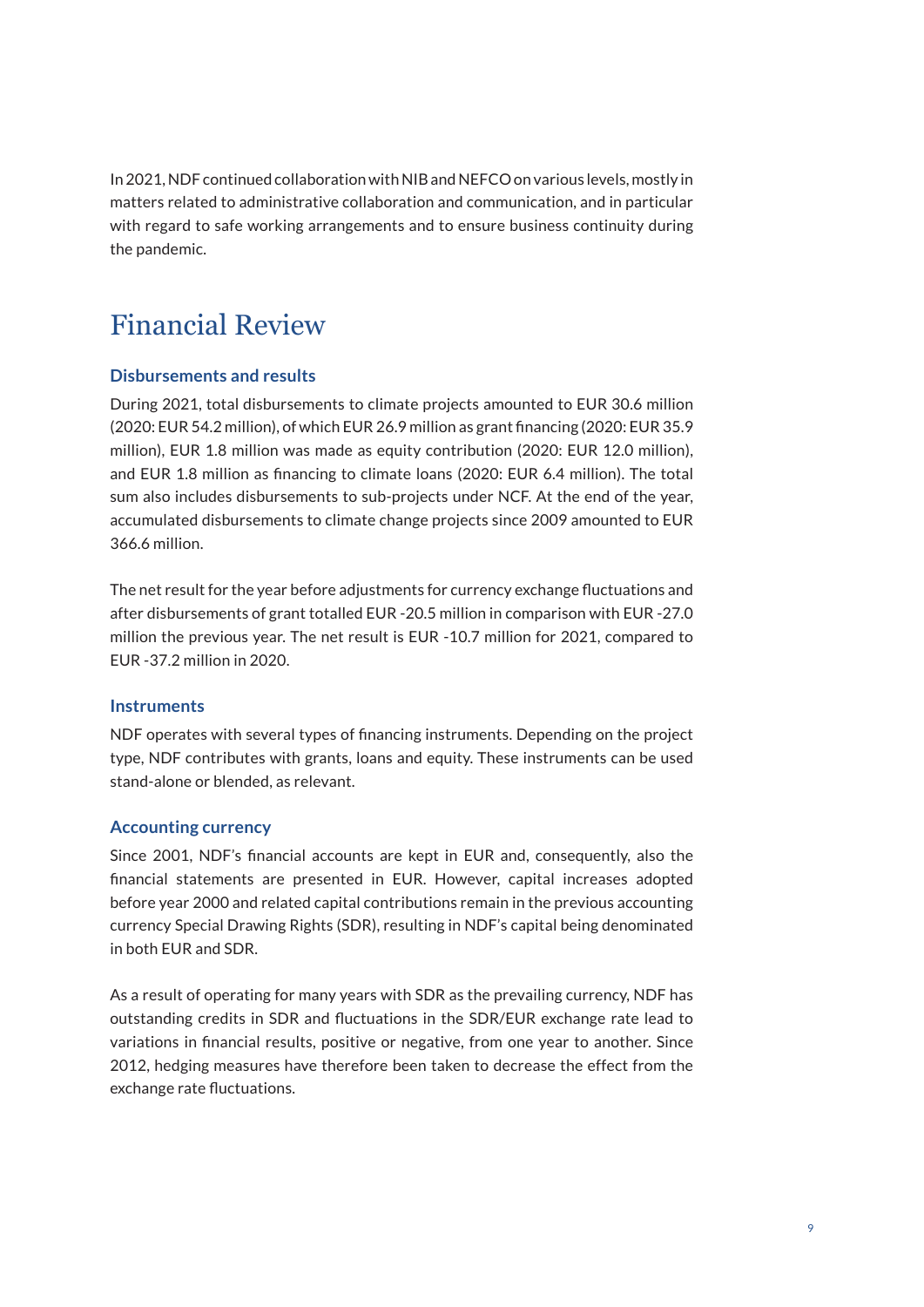In 2021, NDF continued collaboration with NIB and NEFCO on various levels, mostly in matters related to administrative collaboration and communication, and in particular with regard to safe working arrangements and to ensure business continuity during the pandemic.

# Financial Review

### Disbursements and results

During 2021, total disbursements to climate projects amounted to EUR 30.6 million (2020: EUR 54.2 million), of which EUR 26.9 million as grant financing (2020: EUR 35.9 million), EUR 1.8 million was made as equity contribution (2020: EUR 12.0 million), and EUR 1.8 million as financing to climate loans (2020: EUR 6.4 million). The total sum also includes disbursements to sub-projects under NCF. At the end of the year, accumulated disbursements to climate change projects since 2009 amounted to EUR 366.6 million.

The net result for the year before adjustments for currency exchange fluctuations and after disbursements of grant totalled EUR -20.5 million in comparison with EUR -27.0 million the previous year. The net result is EUR -10.7 million for 2021, compared to EUR -37.2 million in 2020.

### Instruments

NDF operates with several types of financing instruments. Depending on the project type, NDF contributes with grants, loans and equity. These instruments can be used stand-alone or blended, as relevant.

### Accounting currency

Since 2001, NDF's financial accounts are kept in EUR and, consequently, also the financial statements are presented in EUR. However, capital increases adopted before year 2000 and related capital contributions remain in the previous accounting currency Special Drawing Rights (SDR), resulting in NDF's capital being denominated in both EUR and SDR.

As a result of operating for many years with SDR as the prevailing currency, NDF has outstanding credits in SDR and fluctuations in the SDR/EUR exchange rate lead to variations in financial results, positive or negative, from one year to another. Since 2012, hedging measures have therefore been taken to decrease the effect from the exchange rate fluctuations.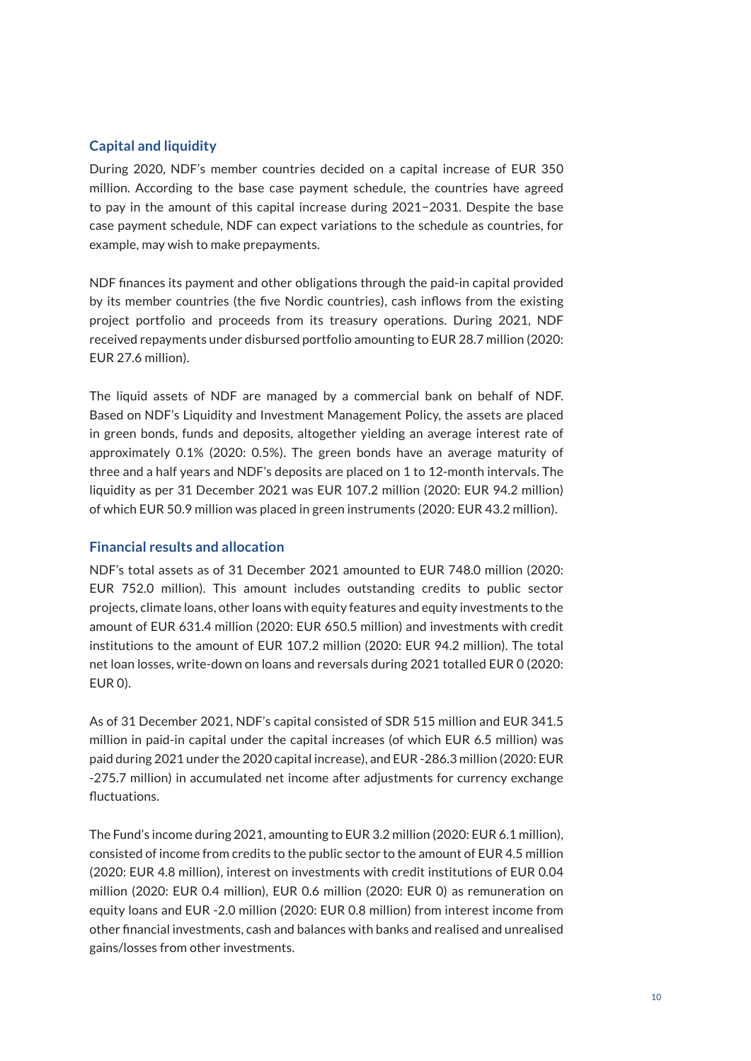## Capital and liquidity

During 2020, NDF's member countries decided on a capital increase of EUR 350 million. According to the base case payment schedule, the countries have agreed to pay in the amount of this capital increase during 2021–2031. Despite the base case payment schedule, NDF can expect variations to the schedule as countries, for example, may wish to make prepayments.

NDF finances its payment and other obligations through the paid-in capital provided by its member countries (the five Nordic countries), cash inflows from the existing project portfolio and proceeds from its treasury operations. During 2021, NDF received repayments under disbursed portfolio amounting to EUR 28.7 million (2020: EUR 27.6 million).

The liquid assets of NDF are managed by a commercial bank on behalf of NDF. Based on NDF's Liquidity and Investment Management Policy, the assets are placed in green bonds, funds and deposits, altogether yielding an average interest rate of approximately 0.1% (2020: 0.5%). The green bonds have an average maturity of three and a half years and NDF's deposits are placed on 1 to 12-month intervals. The liquidity as per 31 December 2021 was EUR 107.2 million (2020: EUR 94.2 million) of which EUR 50.9 million was placed in green instruments (2020: EUR 43.2 million).

## Financial results and allocation

NDF's total assets as of 31 December 2021 amounted to EUR 748.0 million (2020: EUR 752.0 million). This amount includes outstanding credits to public sector projects, climate loans, other loans with equity features and equity investments to the amount of EUR 631.4 million (2020: EUR 650.5 million) and investments with credit institutions to the amount of EUR 107.2 million (2020: EUR 94.2 million). The total net loan losses, write-down on loans and reversals during 2021 totalled EUR 0 (2020: EUR 0).

As of 31 December 2021, NDF's capital consisted of SDR 515 million and EUR 341.5 million in paid-in capital under the capital increases (of which EUR 6.5 million) was paid during 2021 under the 2020 capital increase), and EUR -286.3 million (2020: EUR -275.7 million) in accumulated net income after adjustments for currency exchange fluctuations.

The Fund's income during 2021, amounting to EUR 3.2 million (2020: EUR 6.1 million), consisted of income from credits to the public sector to the amount of EUR 4.5 million (2020: EUR 4.8 million), interest on investments with credit institutions of EUR 0.04 million (2020: EUR 0.4 million), EUR 0.6 million (2020: EUR 0) as remuneration on equity loans and EUR -2.0 million (2020: EUR 0.8 million) from interest income from other financial investments, cash and balances with banks and realised and unrealised gains/losses from other investments.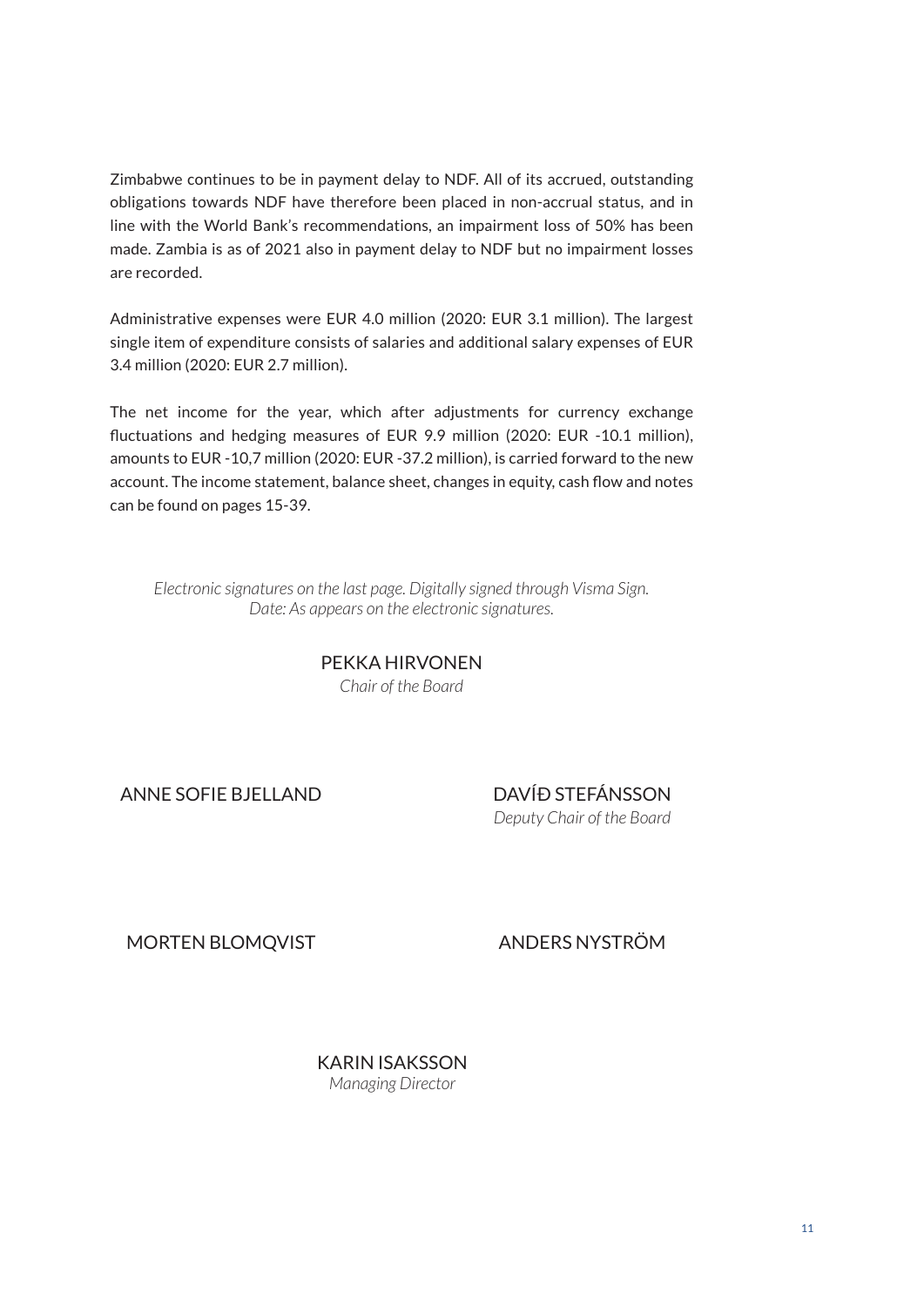Zimbabwe continues to be in payment delay to NDF. All of its accrued, outstanding obligations towards NDF have therefore been placed in non-accrual status, and in line with the World Bank's recommendations, an impairment loss of 50% has been made. Zambia is as of 2021 also in payment delay to NDF but no impairment losses are recorded.

Administrative expenses were EUR 4.0 million (2020: EUR 3.1 million). The largest single item of expenditure consists of salaries and additional salary expenses of EUR 3.4 million (2020: EUR 2.7 million).

The net income for the year, which after adjustments for currency exchange fluctuations and hedging measures of EUR 9.9 million (2020: EUR -10.1 million), amounts to EUR -10,7 million (2020: EUR -37.2 million), is carried forward to the new account. The income statement, balance sheet, changes in equity, cash flow and notes can be found on pages 15-39.

*Electronic signatures on the last page. Digitally signed through Visma Sign.*
*Date: As appears on the electronic signatures.*

PEKKA HIRVONEN
*Chair of the Board*

ANNE SOFIE BJELLAND

DAVÍÐ STEFÁNSSON
*Deputy Chair of the Board*

MORTEN BLOMQVIST

ANDERS NYSTRÖM

KARIN ISAKSSON
*Managing Director*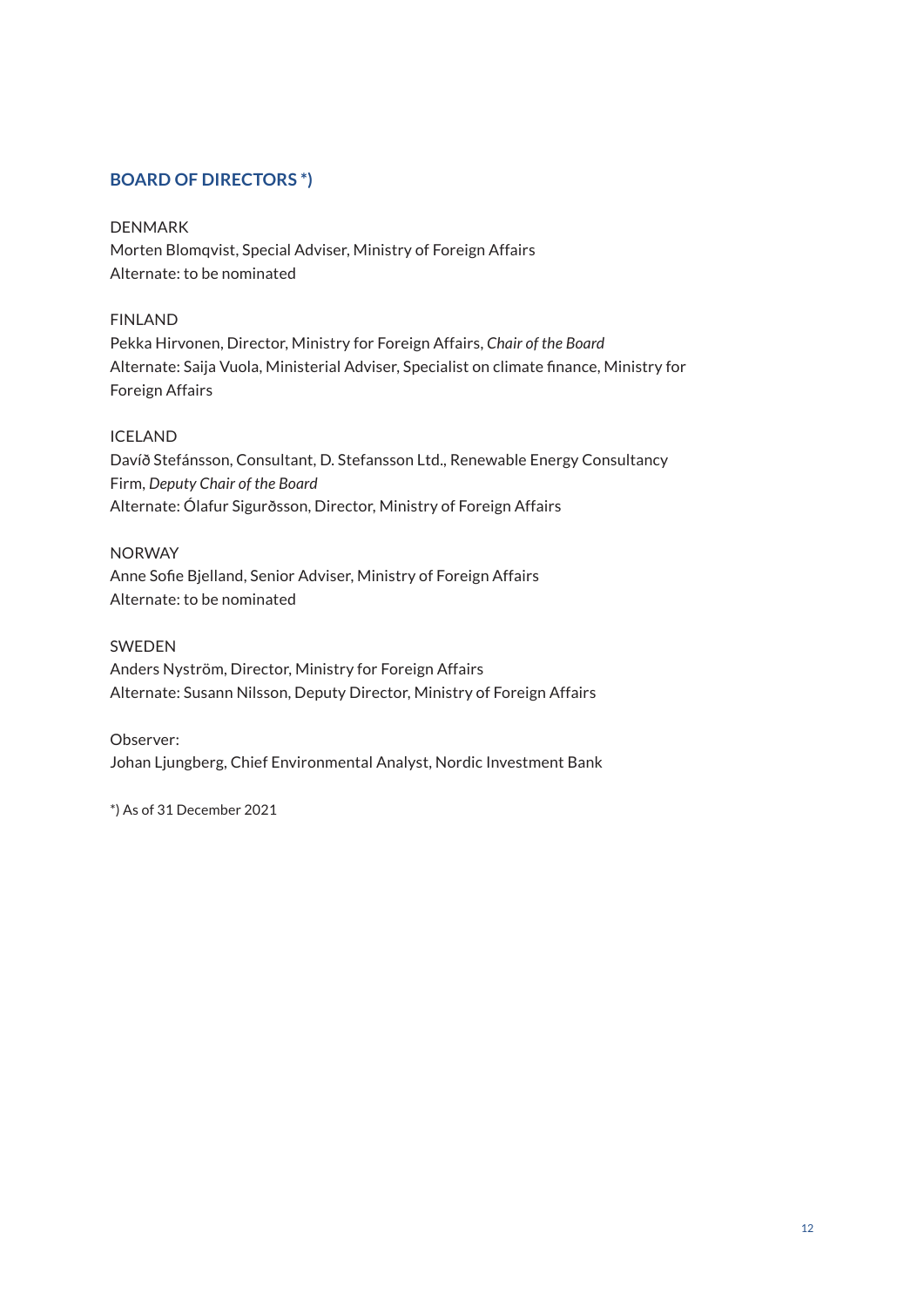## BOARD OF DIRECTORS *)

DENMARK
Morten Blomqvist, Special Adviser, Ministry of Foreign Affairs
Alternate: to be nominated

FINLAND
Pekka Hirvonen, Director, Ministry for Foreign Affairs, *Chair of the Board*
Alternate: Saija Vuola, Ministerial Adviser, Specialist on climate finance, Ministry for Foreign Affairs

ICELAND
Davíð Stefánsson, Consultant, D. Stefansson Ltd., Renewable Energy Consultancy Firm, *Deputy Chair of the Board*
Alternate: Ólafur Sigurðsson, Director, Ministry of Foreign Affairs

NORWAY
Anne Sofie Bjelland, Senior Adviser, Ministry of Foreign Affairs
Alternate: to be nominated

SWEDEN
Anders Nyström, Director, Ministry for Foreign Affairs
Alternate: Susann Nilsson, Deputy Director, Ministry of Foreign Affairs

Observer:
Johan Ljungberg, Chief Environmental Analyst, Nordic Investment Bank

*) As of 31 December 2021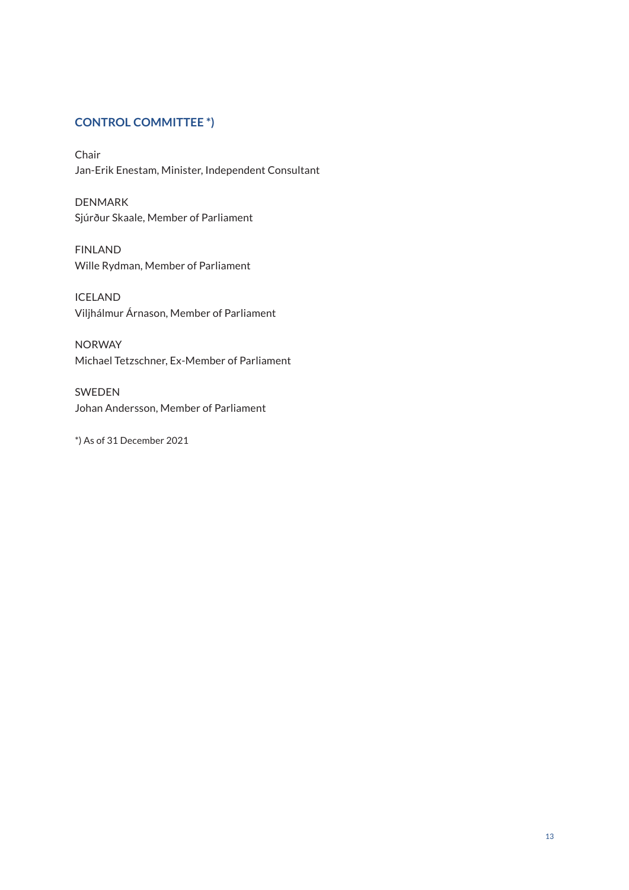## CONTROL COMMITTEE *)

Chair
Jan-Erik Enestam, Minister, Independent Consultant

DENMARK
Sjúrður Skaale, Member of Parliament

FINLAND
Wille Rydman, Member of Parliament

ICELAND
Viljhálmur Árnason, Member of Parliament

NORWAY
Michael Tetzschner, Ex-Member of Parliament

SWEDEN
Johan Andersson, Member of Parliament

*) As of 31 December 2021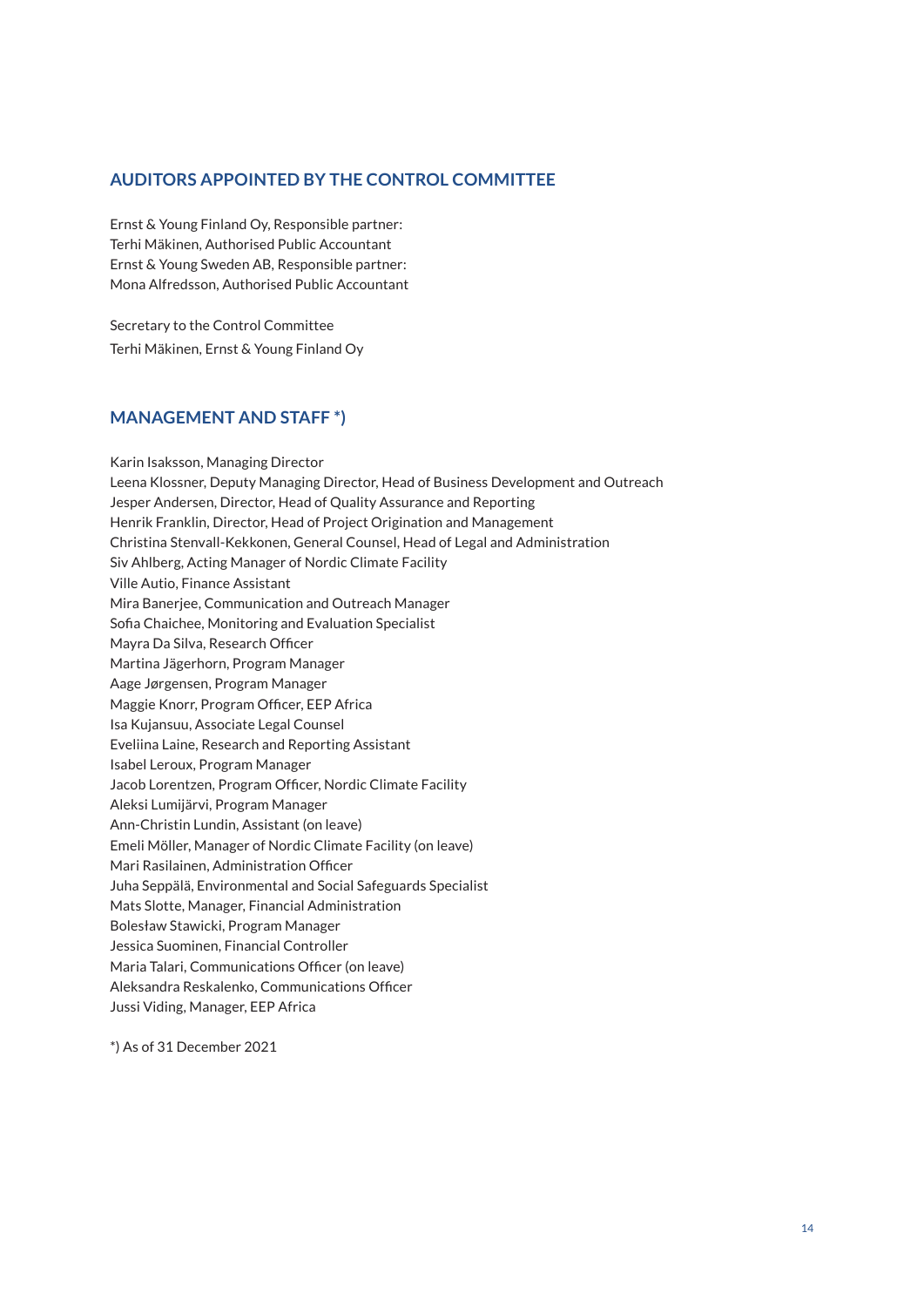## AUDITORS APPOINTED BY THE CONTROL COMMITTEE

Ernst & Young Finland Oy, Responsible partner:
Terhi Mäkinen, Authorised Public Accountant
Ernst & Young Sweden AB, Responsible partner:
Mona Alfredsson, Authorised Public Accountant

Secretary to the Control Committee
Terhi Mäkinen, Ernst & Young Finland Oy

## MANAGEMENT AND STAFF *)

Karin Isaksson, Managing Director
Leena Klossner, Deputy Managing Director, Head of Business Development and Outreach
Jesper Andersen, Director, Head of Quality Assurance and Reporting
Henrik Franklin, Director, Head of Project Origination and Management
Christina Stenvall-Kekkonen, General Counsel, Head of Legal and Administration
Siv Ahlberg, Acting Manager of Nordic Climate Facility
Ville Autio, Finance Assistant
Mira Banerjee, Communication and Outreach Manager
Sofia Chaichee, Monitoring and Evaluation Specialist
Mayra Da Silva, Research Officer
Martina Jägerhorn, Program Manager
Aage Jørgensen, Program Manager
Maggie Knorr, Program Officer, EEP Africa
Isa Kujansuu, Associate Legal Counsel
Eveliina Laine, Research and Reporting Assistant
Isabel Leroux, Program Manager
Jacob Lorentzen, Program Officer, Nordic Climate Facility
Aleksi Lumijärvi, Program Manager
Ann-Christin Lundin, Assistant (on leave)
Emeli Möller, Manager of Nordic Climate Facility (on leave)
Mari Rasilainen, Administration Officer
Juha Seppälä, Environmental and Social Safeguards Specialist
Mats Slotte, Manager, Financial Administration
Bolesław Stawicki, Program Manager
Jessica Suominen, Financial Controller
Maria Talari, Communications Officer (on leave)
Aleksandra Reskalenko, Communications Officer
Jussi Viding, Manager, EEP Africa

*) As of 31 December 2021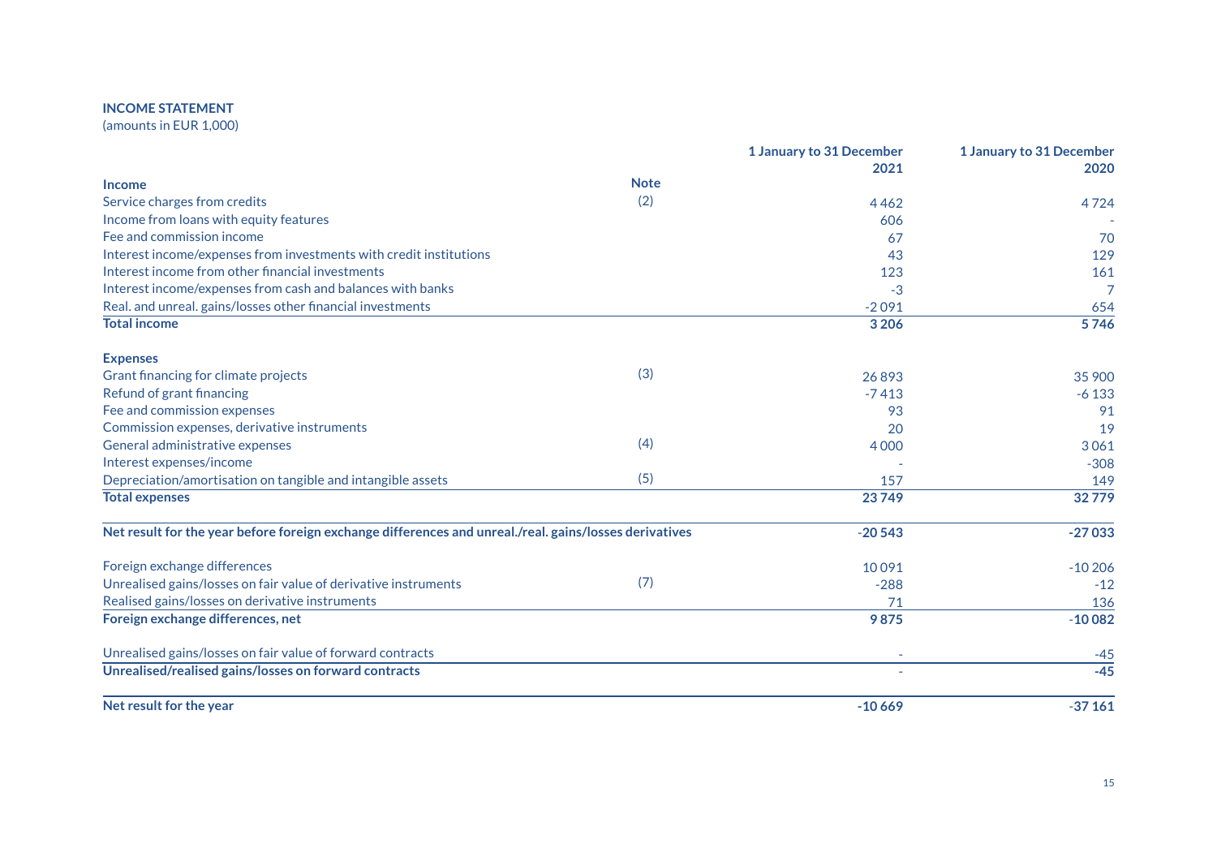**INCOME STATEMENT**
(amounts in EUR 1,000)

| | Note | 1 January to 31 December 2021 | 1 January to 31 December 2020 |
|---|---|---|---|
| **Income** | | | |
| Service charges from credits | (2) | 4 462 | 4 724 |
| Income from loans with equity features | | 606 | - |
| Fee and commission income | | 67 | 70 |
| Interest income/expenses from investments with credit institutions | | 43 | 129 |
| Interest income from other financial investments | | 123 | 161 |
| Interest income/expenses from cash and balances with banks | | -3 | 7 |
| Real. and unreal. gains/losses other financial investments | | -2 091 | 654 |
| **Total income** | | **3 206** | **5 746** |
| | | | |
| **Expenses** | | | |
| Grant financing for climate projects | (3) | 26 893 | 35 900 |
| Refund of grant financing | | -7 413 | -6 133 |
| Fee and commission expenses | | 93 | 91 |
| Commission expenses, derivative instruments | | 20 | 19 |
| General administrative expenses | (4) | 4 000 | 3 061 |
| Interest expenses/income | | - | -308 |
| Depreciation/amortisation on tangible and intangible assets | (5) | 157 | 149 |
| **Total expenses** | | **23 749** | **32 779** |
| | | | |
| **Net result for the year before foreign exchange differences and unreal./real. gains/losses derivatives** | | **-20 543** | **-27 033** |
| | | | |
| Foreign exchange differences | | 10 091 | -10 206 |
| Unrealised gains/losses on fair value of derivative instruments | (7) | -288 | -12 |
| Realised gains/losses on derivative instruments | | 71 | 136 |
| **Foreign exchange differences, net** | | **9 875** | **-10 082** |
| | | | |
| Unrealised gains/losses on fair value of forward contracts | | - | -45 |
| **Unrealised/realised gains/losses on forward contracts** | | - | **-45** |
| | | | |
| **Net result for the year** | | **-10 669** | **-37 161** |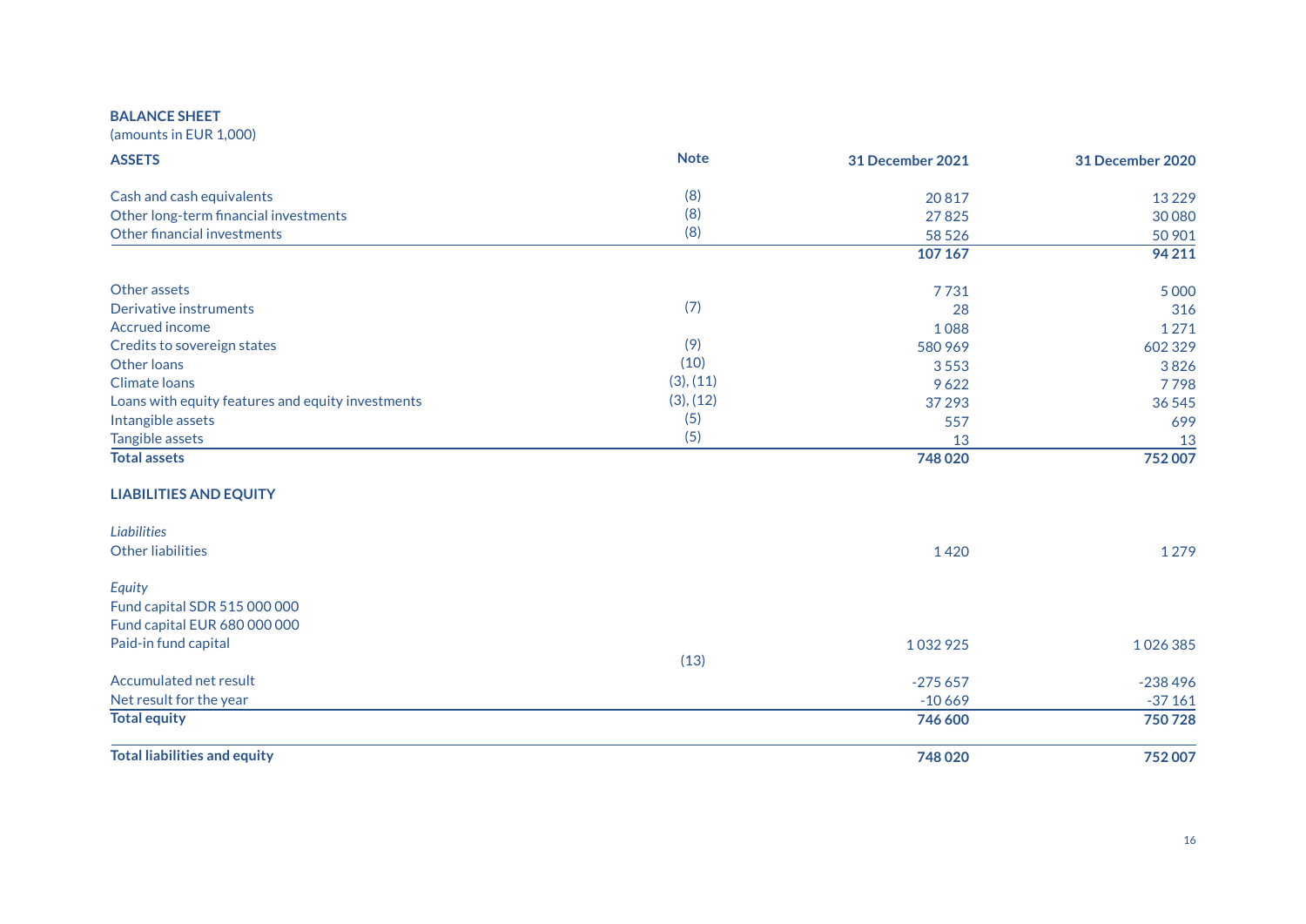**BALANCE SHEET**

(amounts in EUR 1,000)

| ASSETS | Note | 31 December 2021 | 31 December 2020 |
|---|---|---|---|
| Cash and cash equivalents | (8) | 20 817 | 13 229 |
| Other long-term financial investments | (8) | 27 825 | 30 080 |
| Other financial investments | (8) | 58 526 | 50 901 |
| | | **107 167** | **94 211** |
| | | | |
| Other assets | | 7 731 | 5 000 |
| Derivative instruments | (7) | 28 | 316 |
| Accrued income | | 1 088 | 1 271 |
| Credits to sovereign states | (9) | 580 969 | 602 329 |
| Other loans | (10) | 3 553 | 3 826 |
| Climate loans | (3), (11) | 9 622 | 7 798 |
| Loans with equity features and equity investments | (3), (12) | 37 293 | 36 545 |
| Intangible assets | (5) | 557 | 699 |
| Tangible assets | (5) | 13 | 13 |
| **Total assets** | | **748 020** | **752 007** |
| | | | |
| **LIABILITIES AND EQUITY** | | | |
| | | | |
| *Liabilities* | | | |
| Other liabilities | | 1 420 | 1 279 |
| | | | |
| *Equity* | | | |
| Fund capital SDR 515 000 000 | | | |
| Fund capital EUR 680 000 000 | | | |
| Paid-in fund capital | (13) | 1 032 925 | 1 026 385 |
| Accumulated net result | | -275 657 | -238 496 |
| Net result for the year | | -10 669 | -37 161 |
| **Total equity** | | **746 600** | **750 728** |
| | | | |
| **Total liabilities and equity** | | **748 020** | **752 007** |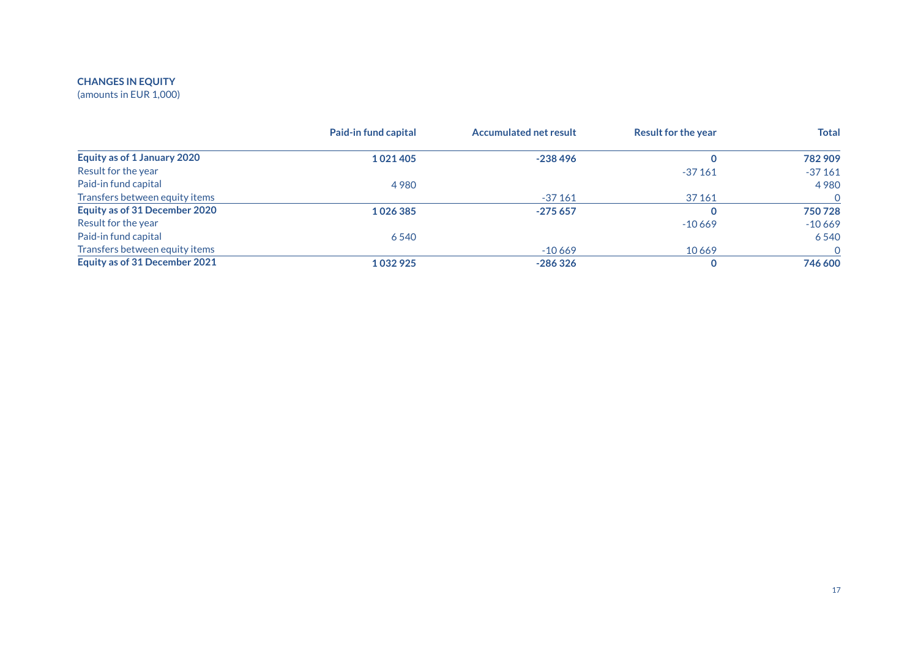**CHANGES IN EQUITY**
(amounts in EUR 1,000)

| | Paid-in fund capital | Accumulated net result | Result for the year | Total |
|---|---|---|---|---|
| **Equity as of 1 January 2020** | **1 021 405** | **-238 496** | **0** | **782 909** |
| Result for the year | | | -37 161 | -37 161 |
| Paid-in fund capital | 4 980 | | | 4 980 |
| Transfers between equity items | | -37 161 | 37 161 | 0 |
| **Equity as of 31 December 2020** | **1 026 385** | **-275 657** | **0** | **750 728** |
| Result for the year | | | -10 669 | -10 669 |
| Paid-in fund capital | 6 540 | | | 6 540 |
| Transfers between equity items | | -10 669 | 10 669 | 0 |
| **Equity as of 31 December 2021** | **1 032 925** | **-286 326** | **0** | **746 600** |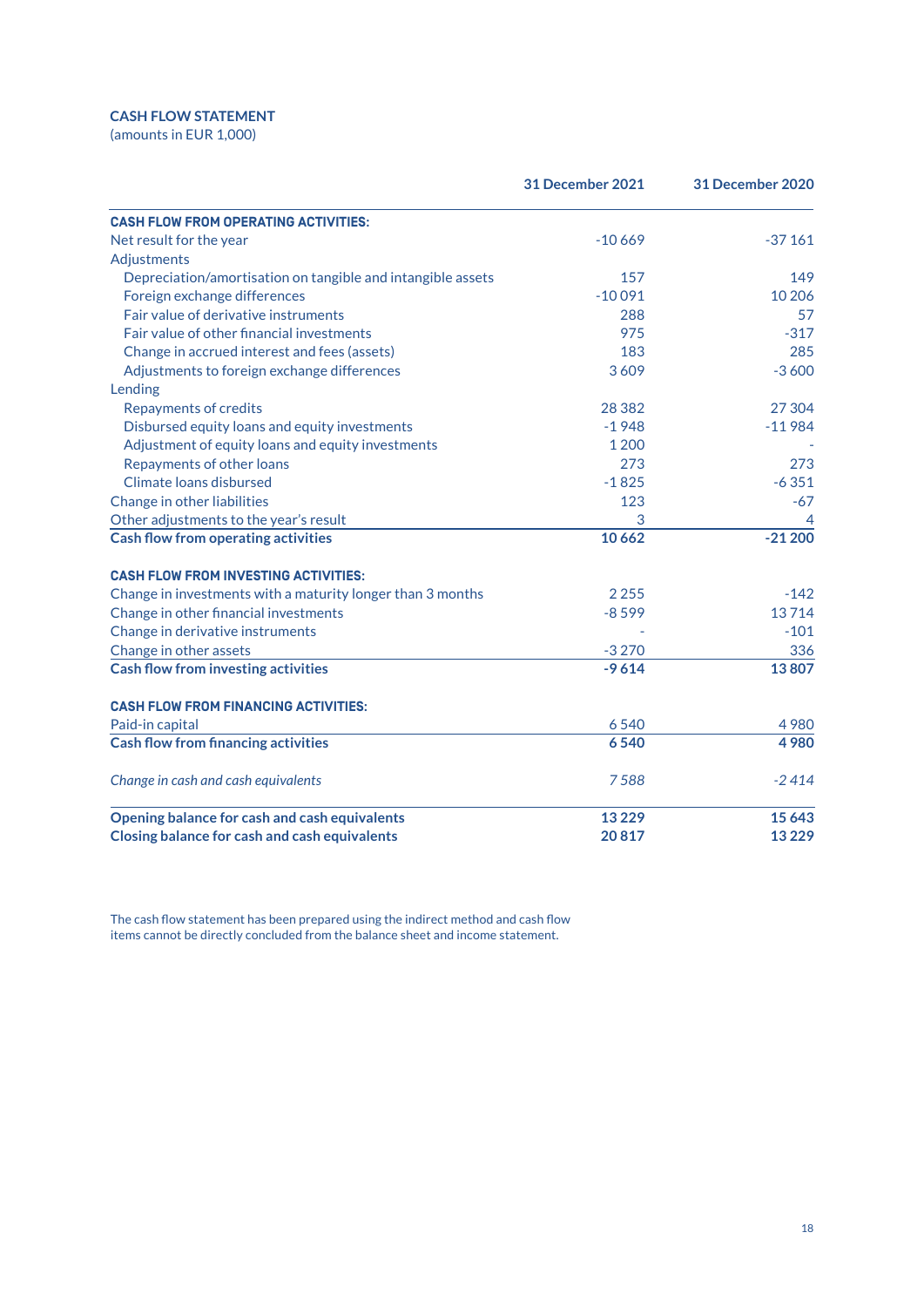## CASH FLOW STATEMENT

(amounts in EUR 1,000)

| | 31 December 2021 | 31 December 2020 |
|---|---|---|
| **CASH FLOW FROM OPERATING ACTIVITIES:** | | |
| Net result for the year | -10 669 | -37 161 |
| Adjustments | | |
| Depreciation/amortisation on tangible and intangible assets | 157 | 149 |
| Foreign exchange differences | -10 091 | 10 206 |
| Fair value of derivative instruments | 288 | 57 |
| Fair value of other financial investments | 975 | -317 |
| Change in accrued interest and fees (assets) | 183 | 285 |
| Adjustments to foreign exchange differences | 3 609 | -3 600 |
| Lending | | |
| Repayments of credits | 28 382 | 27 304 |
| Disbursed equity loans and equity investments | -1 948 | -11 984 |
| Adjustment of equity loans and equity investments | 1 200 | - |
| Repayments of other loans | 273 | 273 |
| Climate loans disbursed | -1 825 | -6 351 |
| Change in other liabilities | 123 | -67 |
| Other adjustments to the year's result | 3 | 4 |
| **Cash flow from operating activities** | **10 662** | **-21 200** |
| | | |
| **CASH FLOW FROM INVESTING ACTIVITIES:** | | |
| Change in investments with a maturity longer than 3 months | 2 255 | -142 |
| Change in other financial investments | -8 599 | 13 714 |
| Change in derivative instruments | - | -101 |
| Change in other assets | -3 270 | 336 |
| **Cash flow from investing activities** | **-9 614** | **13 807** |
| | | |
| **CASH FLOW FROM FINANCING ACTIVITIES:** | | |
| Paid-in capital | 6 540 | 4 980 |
| **Cash flow from financing activities** | **6 540** | **4 980** |
| | | |
| *Change in cash and cash equivalents* | *7 588* | *-2 414* |
| | | |
| **Opening balance for cash and cash equivalents** | **13 229** | **15 643** |
| **Closing balance for cash and cash equivalents** | **20 817** | **13 229** |

The cash flow statement has been prepared using the indirect method and cash flow items cannot be directly concluded from the balance sheet and income statement.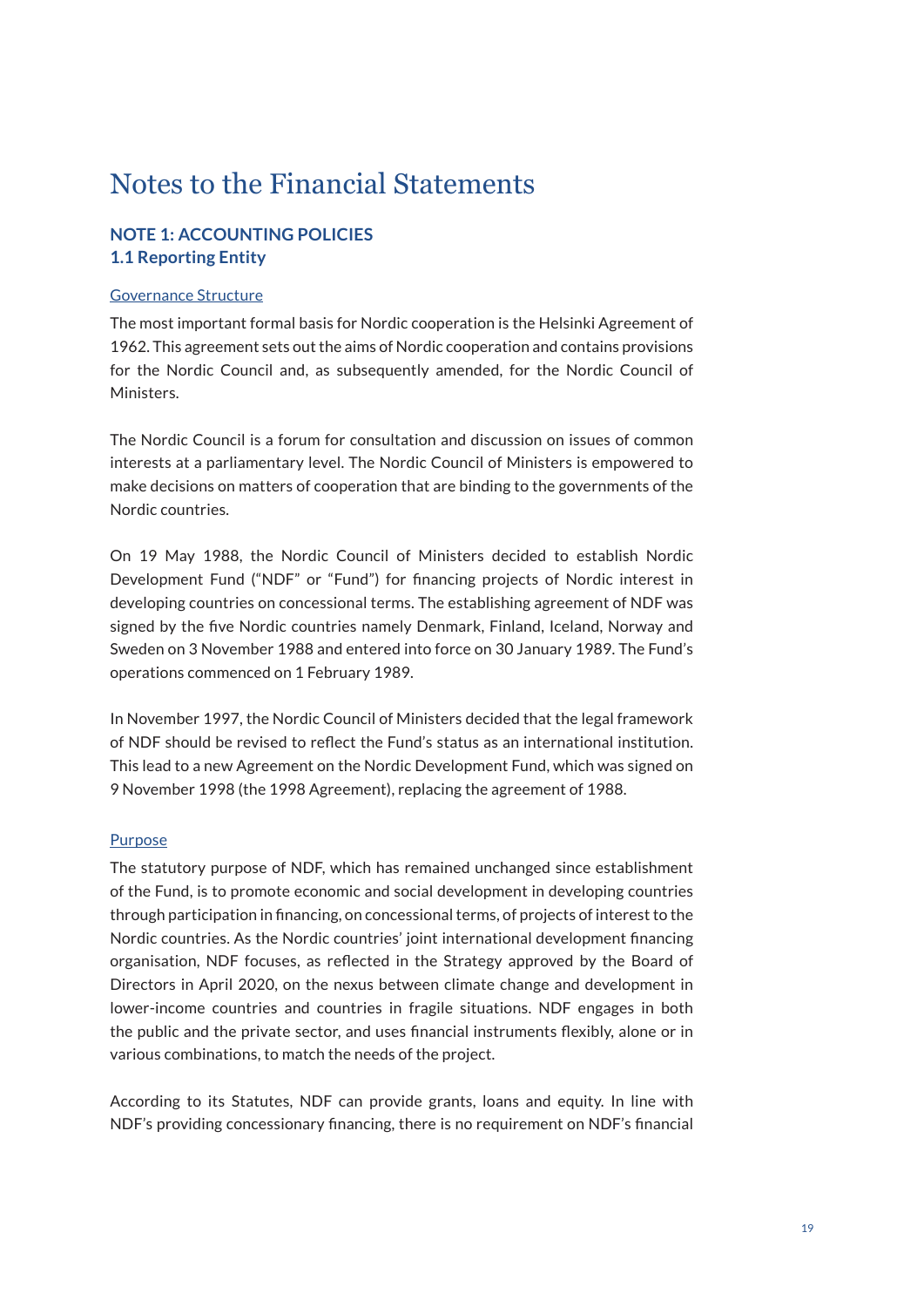# Notes to the Financial Statements

## NOTE 1: ACCOUNTING POLICIES

### 1.1 Reporting Entity

Governance Structure

The most important formal basis for Nordic cooperation is the Helsinki Agreement of 1962. This agreement sets out the aims of Nordic cooperation and contains provisions for the Nordic Council and, as subsequently amended, for the Nordic Council of Ministers.

The Nordic Council is a forum for consultation and discussion on issues of common interests at a parliamentary level. The Nordic Council of Ministers is empowered to make decisions on matters of cooperation that are binding to the governments of the Nordic countries.

On 19 May 1988, the Nordic Council of Ministers decided to establish Nordic Development Fund ("NDF" or "Fund") for financing projects of Nordic interest in developing countries on concessional terms. The establishing agreement of NDF was signed by the five Nordic countries namely Denmark, Finland, Iceland, Norway and Sweden on 3 November 1988 and entered into force on 30 January 1989. The Fund's operations commenced on 1 February 1989.

In November 1997, the Nordic Council of Ministers decided that the legal framework of NDF should be revised to reflect the Fund's status as an international institution. This lead to a new Agreement on the Nordic Development Fund, which was signed on 9 November 1998 (the 1998 Agreement), replacing the agreement of 1988.

Purpose

The statutory purpose of NDF, which has remained unchanged since establishment of the Fund, is to promote economic and social development in developing countries through participation in financing, on concessional terms, of projects of interest to the Nordic countries. As the Nordic countries' joint international development financing organisation, NDF focuses, as reflected in the Strategy approved by the Board of Directors in April 2020, on the nexus between climate change and development in lower-income countries and countries in fragile situations. NDF engages in both the public and the private sector, and uses financial instruments flexibly, alone or in various combinations, to match the needs of the project.

According to its Statutes, NDF can provide grants, loans and equity. In line with NDF's providing concessionary financing, there is no requirement on NDF's financial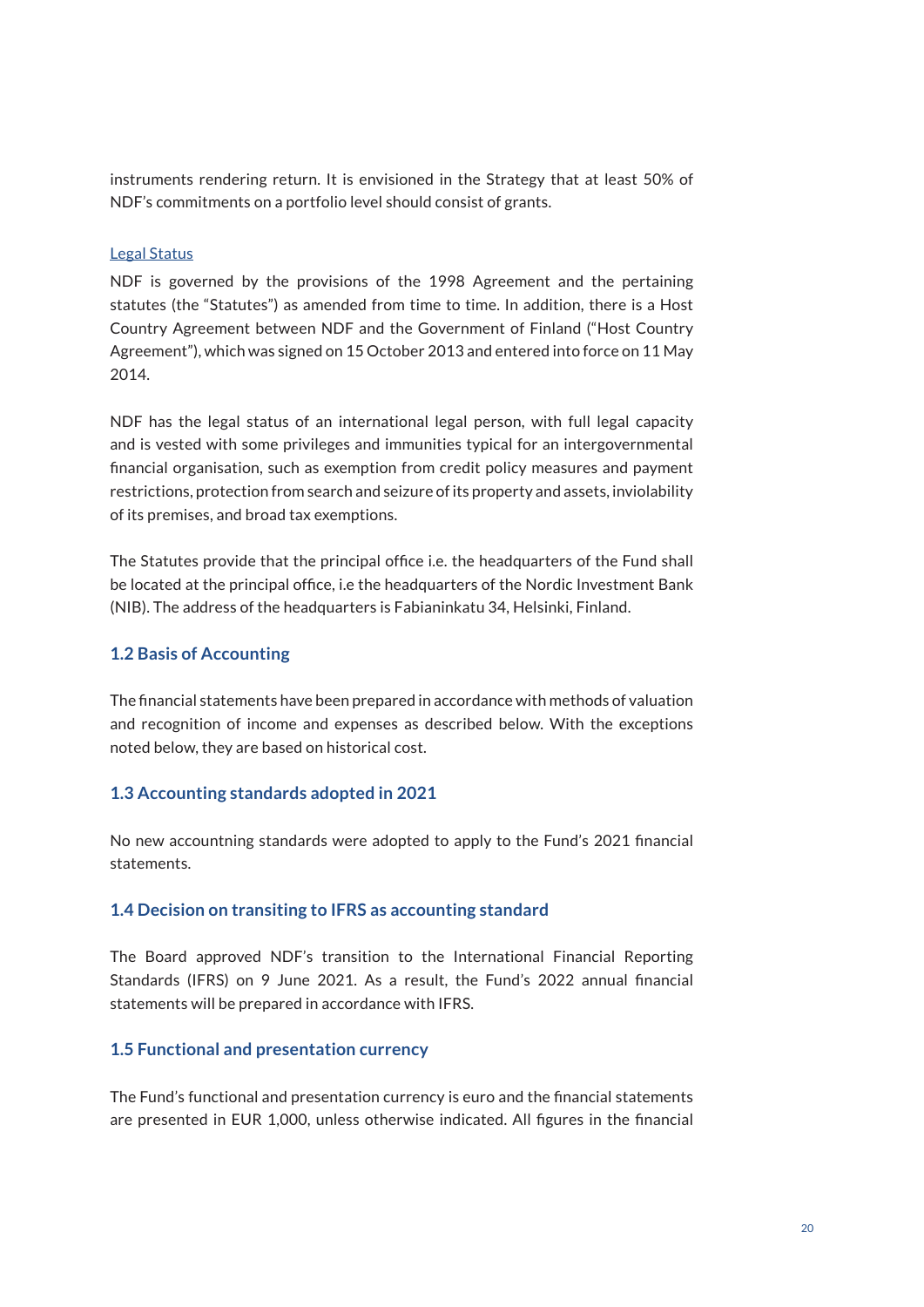instruments rendering return. It is envisioned in the Strategy that at least 50% of NDF's commitments on a portfolio level should consist of grants.

Legal Status

NDF is governed by the provisions of the 1998 Agreement and the pertaining statutes (the "Statutes") as amended from time to time. In addition, there is a Host Country Agreement between NDF and the Government of Finland ("Host Country Agreement"), which was signed on 15 October 2013 and entered into force on 11 May 2014.

NDF has the legal status of an international legal person, with full legal capacity and is vested with some privileges and immunities typical for an intergovernmental financial organisation, such as exemption from credit policy measures and payment restrictions, protection from search and seizure of its property and assets, inviolability of its premises, and broad tax exemptions.

The Statutes provide that the principal office i.e. the headquarters of the Fund shall be located at the principal office, i.e the headquarters of the Nordic Investment Bank (NIB). The address of the headquarters is Fabianinkatu 34, Helsinki, Finland.

### 1.2 Basis of Accounting

The financial statements have been prepared in accordance with methods of valuation and recognition of income and expenses as described below. With the exceptions noted below, they are based on historical cost.

### 1.3 Accounting standards adopted in 2021

No new accountning standards were adopted to apply to the Fund's 2021 financial statements.

### 1.4 Decision on transiting to IFRS as accounting standard

The Board approved NDF's transition to the International Financial Reporting Standards (IFRS) on 9 June 2021. As a result, the Fund's 2022 annual financial statements will be prepared in accordance with IFRS.

### 1.5 Functional and presentation currency

The Fund's functional and presentation currency is euro and the financial statements are presented in EUR 1,000, unless otherwise indicated. All figures in the financial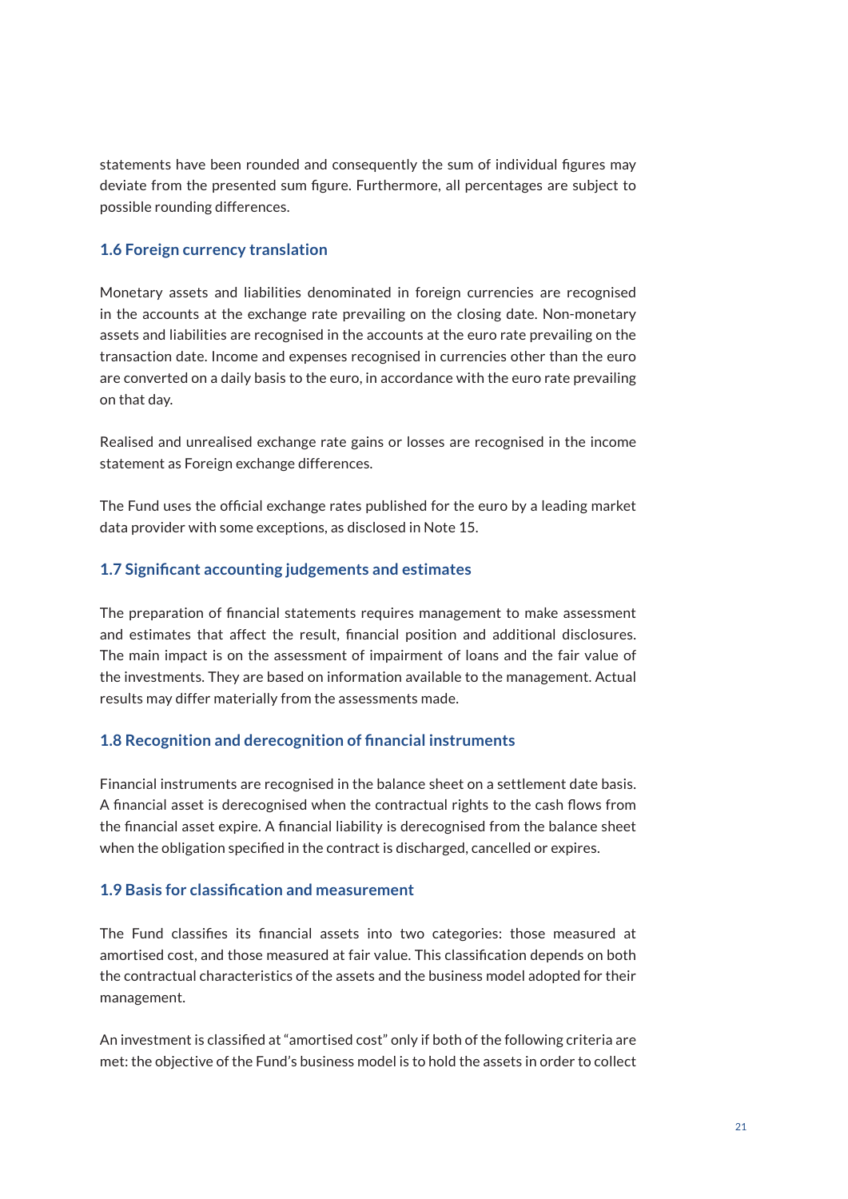statements have been rounded and consequently the sum of individual figures may deviate from the presented sum figure. Furthermore, all percentages are subject to possible rounding differences.

### 1.6 Foreign currency translation

Monetary assets and liabilities denominated in foreign currencies are recognised in the accounts at the exchange rate prevailing on the closing date. Non-monetary assets and liabilities are recognised in the accounts at the euro rate prevailing on the transaction date. Income and expenses recognised in currencies other than the euro are converted on a daily basis to the euro, in accordance with the euro rate prevailing on that day.

Realised and unrealised exchange rate gains or losses are recognised in the income statement as Foreign exchange differences.

The Fund uses the official exchange rates published for the euro by a leading market data provider with some exceptions, as disclosed in Note 15.

### 1.7 Significant accounting judgements and estimates

The preparation of financial statements requires management to make assessment and estimates that affect the result, financial position and additional disclosures. The main impact is on the assessment of impairment of loans and the fair value of the investments. They are based on information available to the management. Actual results may differ materially from the assessments made.

### 1.8 Recognition and derecognition of financial instruments

Financial instruments are recognised in the balance sheet on a settlement date basis. A financial asset is derecognised when the contractual rights to the cash flows from the financial asset expire. A financial liability is derecognised from the balance sheet when the obligation specified in the contract is discharged, cancelled or expires.

### 1.9 Basis for classification and measurement

The Fund classifies its financial assets into two categories: those measured at amortised cost, and those measured at fair value. This classification depends on both the contractual characteristics of the assets and the business model adopted for their management.

An investment is classified at "amortised cost" only if both of the following criteria are met: the objective of the Fund's business model is to hold the assets in order to collect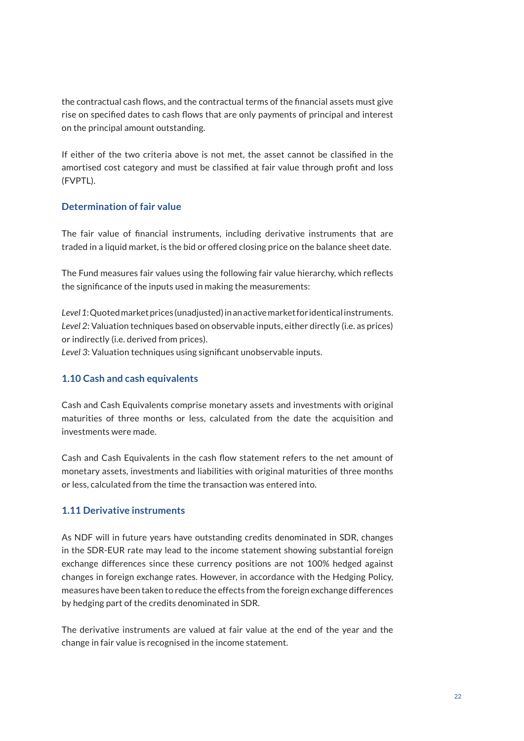the contractual cash flows, and the contractual terms of the financial assets must give rise on specified dates to cash flows that are only payments of principal and interest on the principal amount outstanding.

If either of the two criteria above is not met, the asset cannot be classified in the amortised cost category and must be classified at fair value through profit and loss (FVPTL).

### Determination of fair value

The fair value of financial instruments, including derivative instruments that are traded in a liquid market, is the bid or offered closing price on the balance sheet date.

The Fund measures fair values using the following fair value hierarchy, which reflects the significance of the inputs used in making the measurements:

*Level 1*: Quoted market prices (unadjusted) in an active market for identical instruments.
*Level 2*: Valuation techniques based on observable inputs, either directly (i.e. as prices) or indirectly (i.e. derived from prices).
*Level 3*: Valuation techniques using significant unobservable inputs.

### 1.10 Cash and cash equivalents

Cash and Cash Equivalents comprise monetary assets and investments with original maturities of three months or less, calculated from the date the acquisition and investments were made.

Cash and Cash Equivalents in the cash flow statement refers to the net amount of monetary assets, investments and liabilities with original maturities of three months or less, calculated from the time the transaction was entered into.

### 1.11 Derivative instruments

As NDF will in future years have outstanding credits denominated in SDR, changes in the SDR-EUR rate may lead to the income statement showing substantial foreign exchange differences since these currency positions are not 100% hedged against changes in foreign exchange rates. However, in accordance with the Hedging Policy, measures have been taken to reduce the effects from the foreign exchange differences by hedging part of the credits denominated in SDR.

The derivative instruments are valued at fair value at the end of the year and the change in fair value is recognised in the income statement.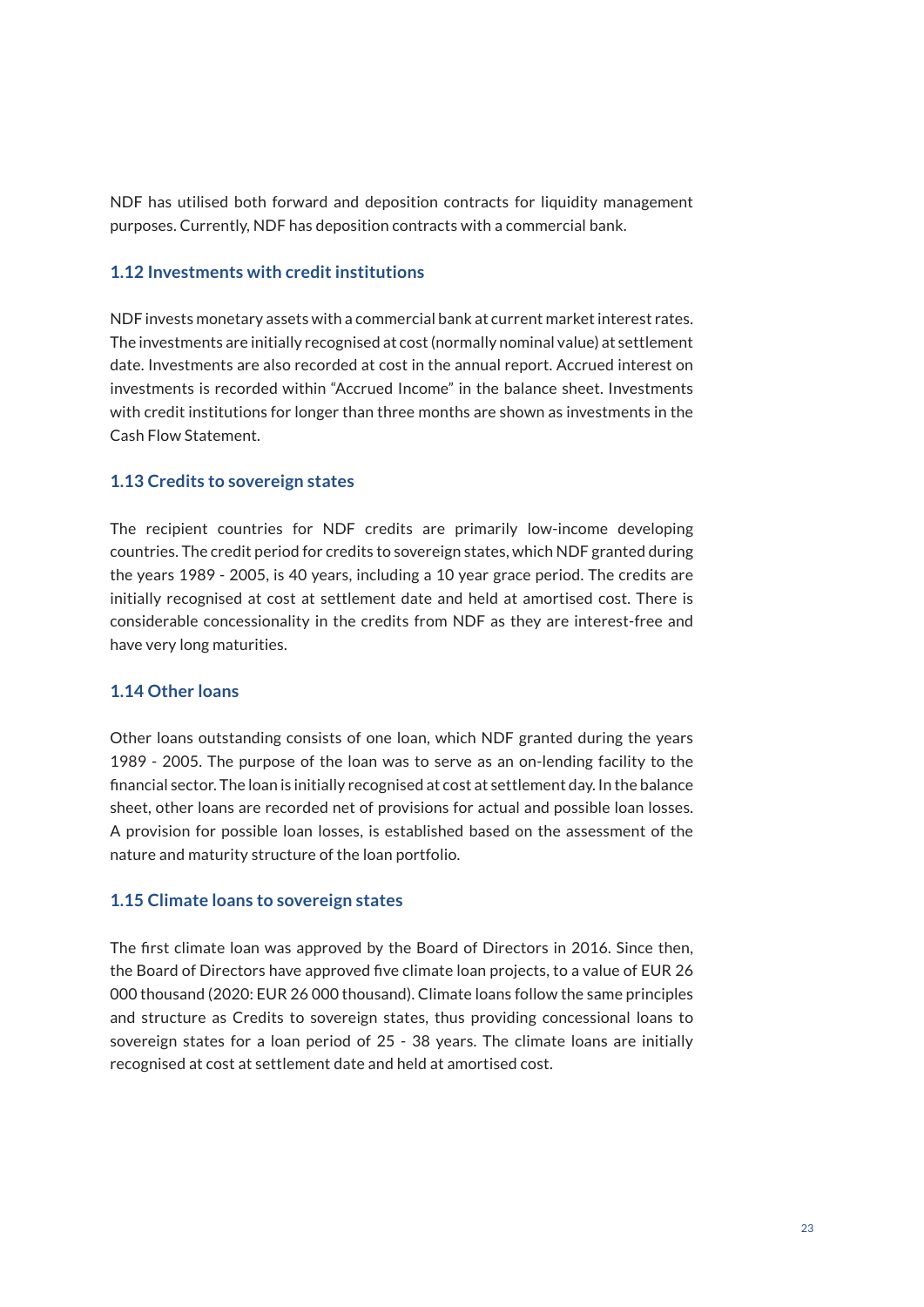NDF has utilised both forward and deposition contracts for liquidity management purposes. Currently, NDF has deposition contracts with a commercial bank.

### 1.12 Investments with credit institutions

NDF invests monetary assets with a commercial bank at current market interest rates. The investments are initially recognised at cost (normally nominal value) at settlement date. Investments are also recorded at cost in the annual report. Accrued interest on investments is recorded within "Accrued Income" in the balance sheet. Investments with credit institutions for longer than three months are shown as investments in the Cash Flow Statement.

### 1.13 Credits to sovereign states

The recipient countries for NDF credits are primarily low-income developing countries. The credit period for credits to sovereign states, which NDF granted during the years 1989 - 2005, is 40 years, including a 10 year grace period. The credits are initially recognised at cost at settlement date and held at amortised cost. There is considerable concessionality in the credits from NDF as they are interest-free and have very long maturities.

### 1.14 Other loans

Other loans outstanding consists of one loan, which NDF granted during the years 1989 - 2005. The purpose of the loan was to serve as an on-lending facility to the financial sector. The loan is initially recognised at cost at settlement day. In the balance sheet, other loans are recorded net of provisions for actual and possible loan losses. A provision for possible loan losses, is established based on the assessment of the nature and maturity structure of the loan portfolio.

### 1.15 Climate loans to sovereign states

The first climate loan was approved by the Board of Directors in 2016. Since then, the Board of Directors have approved five climate loan projects, to a value of EUR 26 000 thousand (2020: EUR 26 000 thousand). Climate loans follow the same principles and structure as Credits to sovereign states, thus providing concessional loans to sovereign states for a loan period of 25 - 38 years. The climate loans are initially recognised at cost at settlement date and held at amortised cost.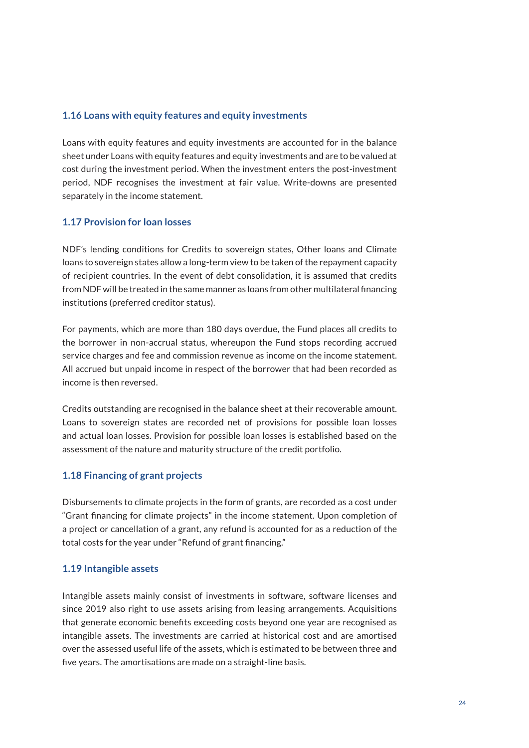### 1.16 Loans with equity features and equity investments

Loans with equity features and equity investments are accounted for in the balance sheet under Loans with equity features and equity investments and are to be valued at cost during the investment period. When the investment enters the post-investment period, NDF recognises the investment at fair value. Write-downs are presented separately in the income statement.

### 1.17 Provision for loan losses

NDF's lending conditions for Credits to sovereign states, Other loans and Climate loans to sovereign states allow a long-term view to be taken of the repayment capacity of recipient countries. In the event of debt consolidation, it is assumed that credits from NDF will be treated in the same manner as loans from other multilateral financing institutions (preferred creditor status).

For payments, which are more than 180 days overdue, the Fund places all credits to the borrower in non-accrual status, whereupon the Fund stops recording accrued service charges and fee and commission revenue as income on the income statement. All accrued but unpaid income in respect of the borrower that had been recorded as income is then reversed.

Credits outstanding are recognised in the balance sheet at their recoverable amount. Loans to sovereign states are recorded net of provisions for possible loan losses and actual loan losses. Provision for possible loan losses is established based on the assessment of the nature and maturity structure of the credit portfolio.

### 1.18 Financing of grant projects

Disbursements to climate projects in the form of grants, are recorded as a cost under "Grant financing for climate projects" in the income statement. Upon completion of a project or cancellation of a grant, any refund is accounted for as a reduction of the total costs for the year under "Refund of grant financing."

### 1.19 Intangible assets

Intangible assets mainly consist of investments in software, software licenses and since 2019 also right to use assets arising from leasing arrangements. Acquisitions that generate economic benefits exceeding costs beyond one year are recognised as intangible assets. The investments are carried at historical cost and are amortised over the assessed useful life of the assets, which is estimated to be between three and five years. The amortisations are made on a straight-line basis.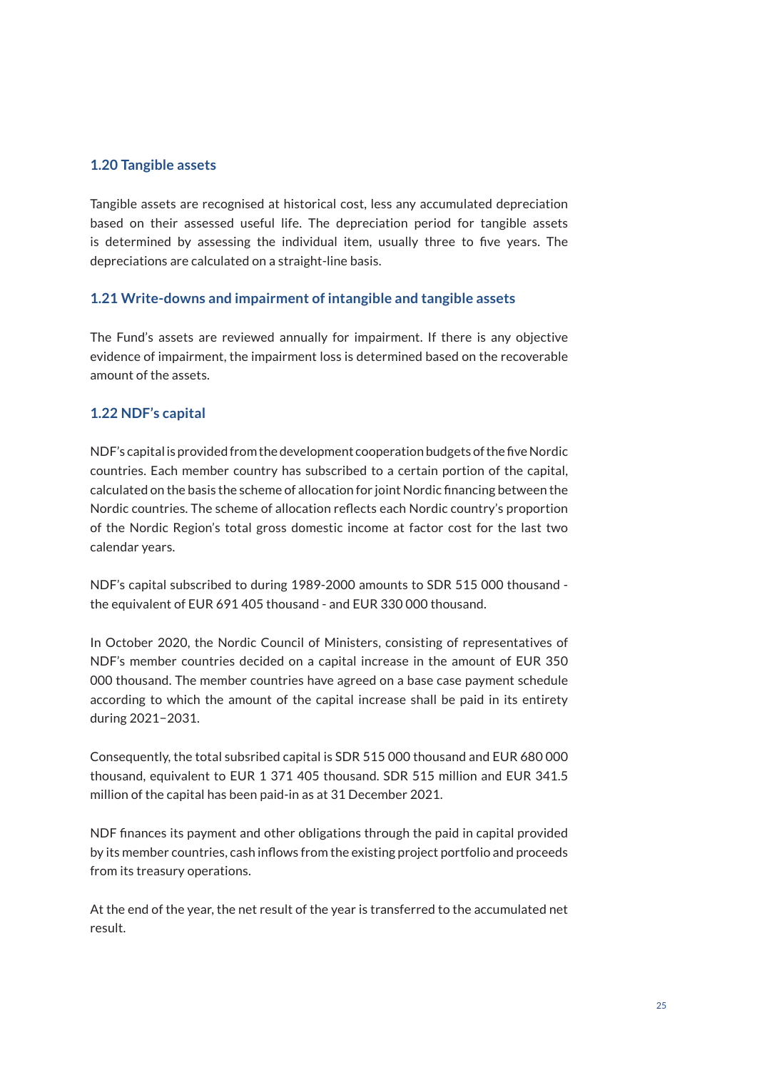### 1.20 Tangible assets

Tangible assets are recognised at historical cost, less any accumulated depreciation based on their assessed useful life. The depreciation period for tangible assets is determined by assessing the individual item, usually three to five years. The depreciations are calculated on a straight-line basis.

### 1.21 Write-downs and impairment of intangible and tangible assets

The Fund's assets are reviewed annually for impairment. If there is any objective evidence of impairment, the impairment loss is determined based on the recoverable amount of the assets.

### 1.22 NDF's capital

NDF's capital is provided from the development cooperation budgets of the five Nordic countries. Each member country has subscribed to a certain portion of the capital, calculated on the basis the scheme of allocation for joint Nordic financing between the Nordic countries. The scheme of allocation reflects each Nordic country's proportion of the Nordic Region's total gross domestic income at factor cost for the last two calendar years.

NDF's capital subscribed to during 1989-2000 amounts to SDR 515 000 thousand - the equivalent of EUR 691 405 thousand - and EUR 330 000 thousand.

In October 2020, the Nordic Council of Ministers, consisting of representatives of NDF's member countries decided on a capital increase in the amount of EUR 350 000 thousand. The member countries have agreed on a base case payment schedule according to which the amount of the capital increase shall be paid in its entirety during 2021−2031.

Consequently, the total subsribed capital is SDR 515 000 thousand and EUR 680 000 thousand, equivalent to EUR 1 371 405 thousand. SDR 515 million and EUR 341.5 million of the capital has been paid-in as at 31 December 2021.

NDF finances its payment and other obligations through the paid in capital provided by its member countries, cash inflows from the existing project portfolio and proceeds from its treasury operations.

At the end of the year, the net result of the year is transferred to the accumulated net result.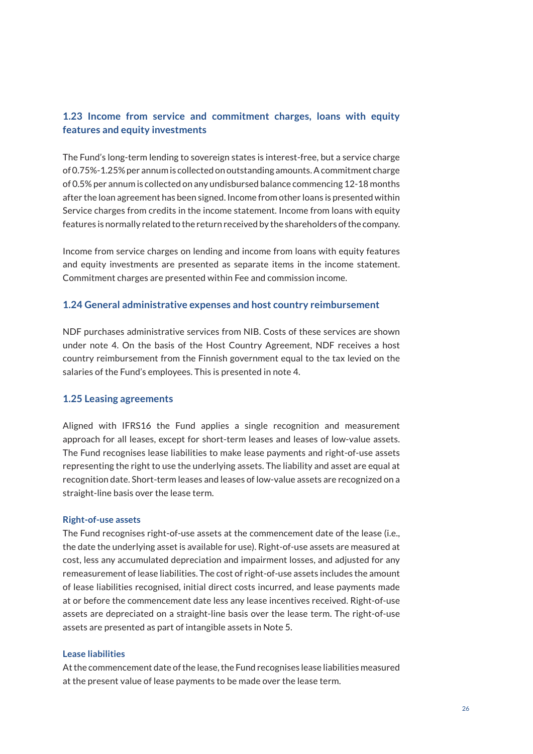### 1.23 Income from service and commitment charges, loans with equity features and equity investments

The Fund's long-term lending to sovereign states is interest-free, but a service charge of 0.75%-1.25% per annum is collected on outstanding amounts. A commitment charge of 0.5% per annum is collected on any undisbursed balance commencing 12-18 months after the loan agreement has been signed. Income from other loans is presented within Service charges from credits in the income statement. Income from loans with equity features is normally related to the return received by the shareholders of the company.

Income from service charges on lending and income from loans with equity features and equity investments are presented as separate items in the income statement. Commitment charges are presented within Fee and commission income.

### 1.24 General administrative expenses and host country reimbursement

NDF purchases administrative services from NIB. Costs of these services are shown under note 4. On the basis of the Host Country Agreement, NDF receives a host country reimbursement from the Finnish government equal to the tax levied on the salaries of the Fund's employees. This is presented in note 4.

### 1.25 Leasing agreements

Aligned with IFRS16 the Fund applies a single recognition and measurement approach for all leases, except for short-term leases and leases of low-value assets. The Fund recognises lease liabilities to make lease payments and right-of-use assets representing the right to use the underlying assets. The liability and asset are equal at recognition date. Short-term leases and leases of low-value assets are recognized on a straight-line basis over the lease term.

#### Right-of-use assets

The Fund recognises right-of-use assets at the commencement date of the lease (i.e., the date the underlying asset is available for use). Right-of-use assets are measured at cost, less any accumulated depreciation and impairment losses, and adjusted for any remeasurement of lease liabilities. The cost of right-of-use assets includes the amount of lease liabilities recognised, initial direct costs incurred, and lease payments made at or before the commencement date less any lease incentives received. Right-of-use assets are depreciated on a straight-line basis over the lease term. The right-of-use assets are presented as part of intangible assets in Note 5.

#### Lease liabilities

At the commencement date of the lease, the Fund recognises lease liabilities measured at the present value of lease payments to be made over the lease term.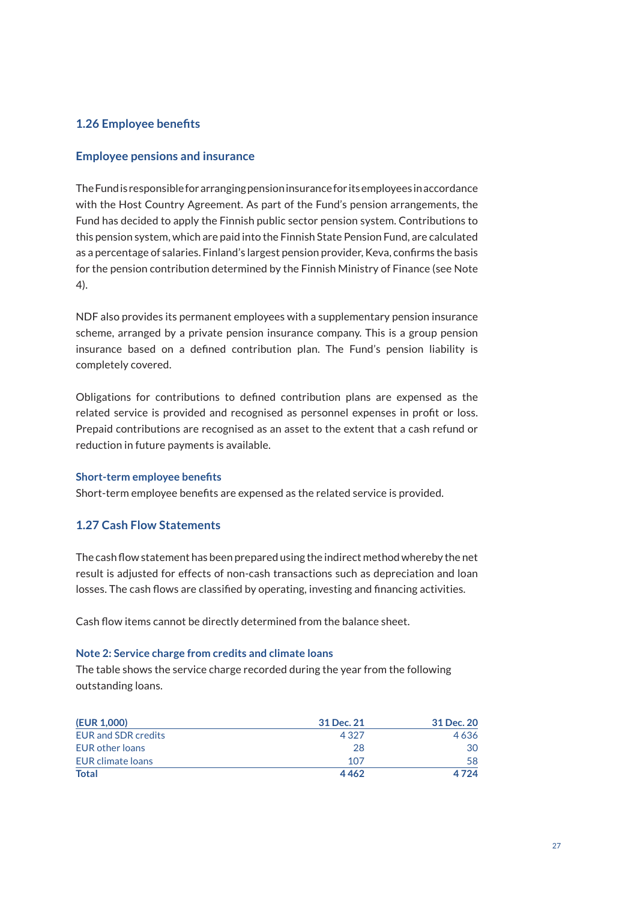## 1.26 Employee benefits

### Employee pensions and insurance

The Fund is responsible for arranging pension insurance for its employees in accordance with the Host Country Agreement. As part of the Fund's pension arrangements, the Fund has decided to apply the Finnish public sector pension system. Contributions to this pension system, which are paid into the Finnish State Pension Fund, are calculated as a percentage of salaries. Finland's largest pension provider, Keva, confirms the basis for the pension contribution determined by the Finnish Ministry of Finance (see Note 4).

NDF also provides its permanent employees with a supplementary pension insurance scheme, arranged by a private pension insurance company. This is a group pension insurance based on a defined contribution plan. The Fund's pension liability is completely covered.

Obligations for contributions to defined contribution plans are expensed as the related service is provided and recognised as personnel expenses in profit or loss. Prepaid contributions are recognised as an asset to the extent that a cash refund or reduction in future payments is available.

#### Short-term employee benefits

Short-term employee benefits are expensed as the related service is provided.

## 1.27 Cash Flow Statements

The cash flow statement has been prepared using the indirect method whereby the net result is adjusted for effects of non-cash transactions such as depreciation and loan losses. The cash flows are classified by operating, investing and financing activities.

Cash flow items cannot be directly determined from the balance sheet.

#### Note 2: Service charge from credits and climate loans

The table shows the service charge recorded during the year from the following outstanding loans.

| (EUR 1,000) | 31 Dec. 21 | 31 Dec. 20 |
|---|---|---|
| EUR and SDR credits | 4 327 | 4 636 |
| EUR other loans | 28 | 30 |
| EUR climate loans | 107 | 58 |
| **Total** | **4 462** | **4 724** |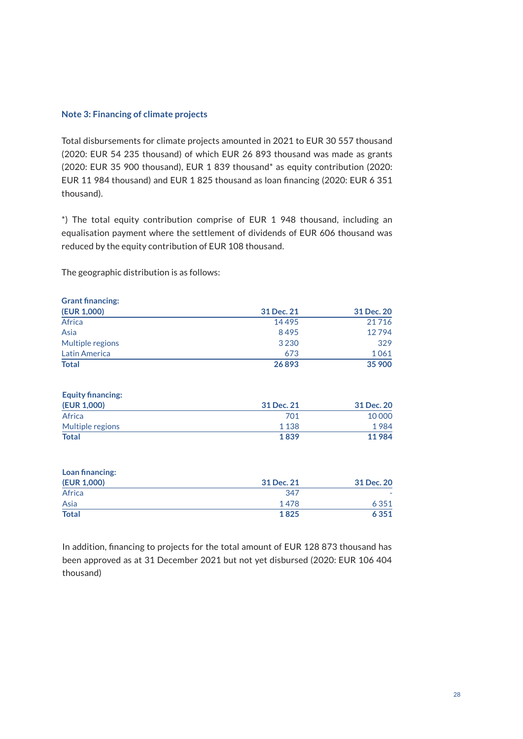## Note 3: Financing of climate projects

Total disbursements for climate projects amounted in 2021 to EUR 30 557 thousand (2020: EUR 54 235 thousand) of which EUR 26 893 thousand was made as grants (2020: EUR 35 900 thousand), EUR 1 839 thousand* as equity contribution (2020: EUR 11 984 thousand) and EUR 1 825 thousand as loan financing (2020: EUR 6 351 thousand).

*) The total equity contribution comprise of EUR 1 948 thousand, including an equalisation payment where the settlement of dividends of EUR 606 thousand was reduced by the equity contribution of EUR 108 thousand.

The geographic distribution is as follows:

**Grant financing:**

| (EUR 1,000) | 31 Dec. 21 | 31 Dec. 20 |
|---|---|---|
| Africa | 14 495 | 21 716 |
| Asia | 8 495 | 12 794 |
| Multiple regions | 3 230 | 329 |
| Latin America | 673 | 1 061 |
| **Total** | **26 893** | **35 900** |

**Equity financing:**

| (EUR 1,000) | 31 Dec. 21 | 31 Dec. 20 |
|---|---|---|
| Africa | 701 | 10 000 |
| Multiple regions | 1 138 | 1 984 |
| **Total** | **1 839** | **11 984** |

**Loan financing:**

| (EUR 1,000) | 31 Dec. 21 | 31 Dec. 20 |
|---|---|---|
| Africa | 347 | - |
| Asia | 1 478 | 6 351 |
| **Total** | **1 825** | **6 351** |

In addition, financing to projects for the total amount of EUR 128 873 thousand has been approved as at 31 December 2021 but not yet disbursed (2020: EUR 106 404 thousand)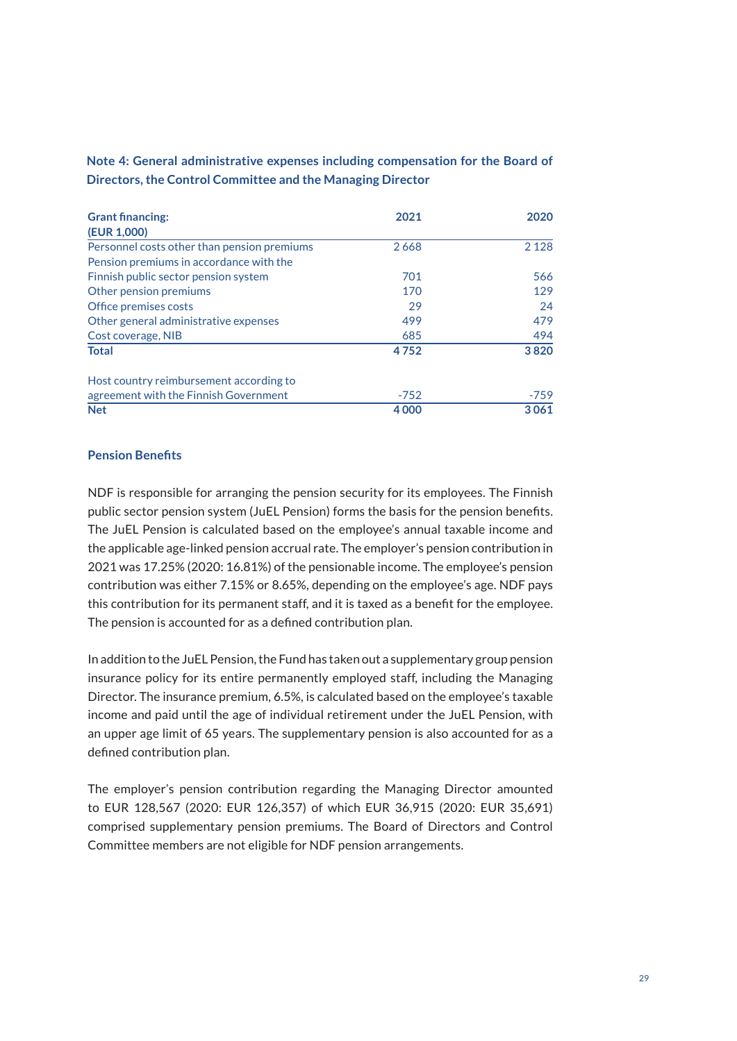## Note 4: General administrative expenses including compensation for the Board of Directors, the Control Committee and the Managing Director

| Grant financing: (EUR 1,000) | 2021 | 2020 |
|---|---|---|
| Personnel costs other than pension premiums | 2 668 | 2 128 |
| Pension premiums in accordance with the Finnish public sector pension system | 701 | 566 |
| Other pension premiums | 170 | 129 |
| Office premises costs | 29 | 24 |
| Other general administrative expenses | 499 | 479 |
| Cost coverage, NIB | 685 | 494 |
| **Total** | **4 752** | **3 820** |
| | | |
| Host country reimbursement according to agreement with the Finnish Government | -752 | -759 |
| **Net** | **4 000** | **3 061** |

### Pension Benefits

NDF is responsible for arranging the pension security for its employees. The Finnish public sector pension system (JuEL Pension) forms the basis for the pension benefits. The JuEL Pension is calculated based on the employee's annual taxable income and the applicable age-linked pension accrual rate. The employer's pension contribution in 2021 was 17.25% (2020: 16.81%) of the pensionable income. The employee's pension contribution was either 7.15% or 8.65%, depending on the employee's age. NDF pays this contribution for its permanent staff, and it is taxed as a benefit for the employee. The pension is accounted for as a defined contribution plan.

In addition to the JuEL Pension, the Fund has taken out a supplementary group pension insurance policy for its entire permanently employed staff, including the Managing Director. The insurance premium, 6.5%, is calculated based on the employee's taxable income and paid until the age of individual retirement under the JuEL Pension, with an upper age limit of 65 years. The supplementary pension is also accounted for as a defined contribution plan.

The employer's pension contribution regarding the Managing Director amounted to EUR 128,567 (2020: EUR 126,357) of which EUR 36,915 (2020: EUR 35,691) comprised supplementary pension premiums. The Board of Directors and Control Committee members are not eligible for NDF pension arrangements.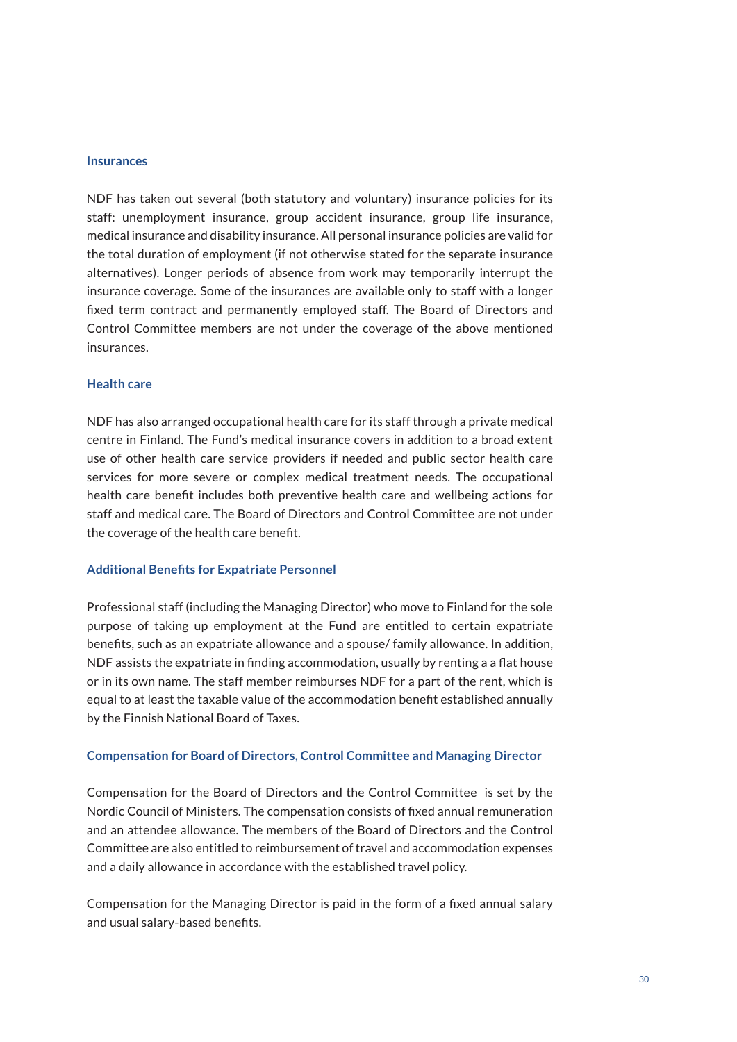### Insurances

NDF has taken out several (both statutory and voluntary) insurance policies for its staff: unemployment insurance, group accident insurance, group life insurance, medical insurance and disability insurance. All personal insurance policies are valid for the total duration of employment (if not otherwise stated for the separate insurance alternatives). Longer periods of absence from work may temporarily interrupt the insurance coverage. Some of the insurances are available only to staff with a longer fixed term contract and permanently employed staff. The Board of Directors and Control Committee members are not under the coverage of the above mentioned insurances.

### Health care

NDF has also arranged occupational health care for its staff through a private medical centre in Finland. The Fund's medical insurance covers in addition to a broad extent use of other health care service providers if needed and public sector health care services for more severe or complex medical treatment needs. The occupational health care benefit includes both preventive health care and wellbeing actions for staff and medical care. The Board of Directors and Control Committee are not under the coverage of the health care benefit.

### Additional Benefits for Expatriate Personnel

Professional staff (including the Managing Director) who move to Finland for the sole purpose of taking up employment at the Fund are entitled to certain expatriate benefits, such as an expatriate allowance and a spouse/ family allowance. In addition, NDF assists the expatriate in finding accommodation, usually by renting a a flat house or in its own name. The staff member reimburses NDF for a part of the rent, which is equal to at least the taxable value of the accommodation benefit established annually by the Finnish National Board of Taxes.

### Compensation for Board of Directors, Control Committee and Managing Director

Compensation for the Board of Directors and the Control Committee is set by the Nordic Council of Ministers. The compensation consists of fixed annual remuneration and an attendee allowance. The members of the Board of Directors and the Control Committee are also entitled to reimbursement of travel and accommodation expenses and a daily allowance in accordance with the established travel policy.

Compensation for the Managing Director is paid in the form of a fixed annual salary and usual salary-based benefits.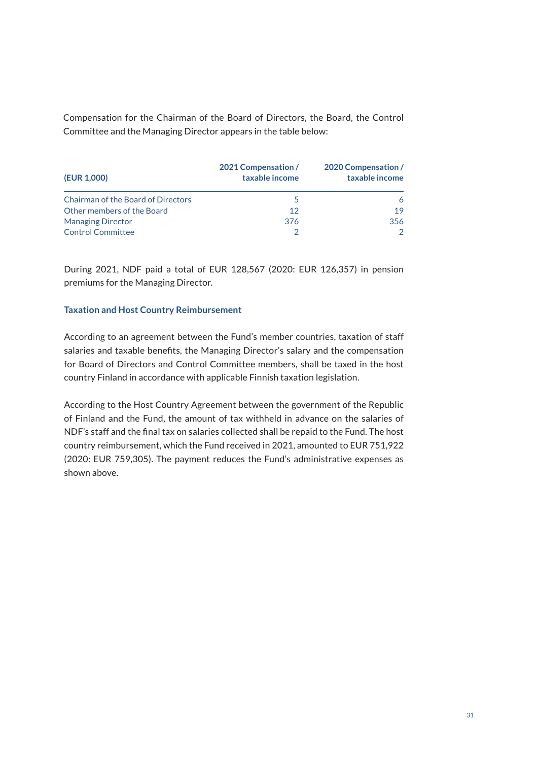Compensation for the Chairman of the Board of Directors, the Board, the Control Committee and the Managing Director appears in the table below:

| (EUR 1,000) | 2021 Compensation / taxable income | 2020 Compensation / taxable income |
|---|---|---|
| Chairman of the Board of Directors | 5 | 6 |
| Other members of the Board | 12 | 19 |
| Managing Director | 376 | 356 |
| Control Committee | 2 | 2 |

During 2021, NDF paid a total of EUR 128,567 (2020: EUR 126,357) in pension premiums for the Managing Director.

### Taxation and Host Country Reimbursement

According to an agreement between the Fund's member countries, taxation of staff salaries and taxable benefits, the Managing Director's salary and the compensation for Board of Directors and Control Committee members, shall be taxed in the host country Finland in accordance with applicable Finnish taxation legislation.

According to the Host Country Agreement between the government of the Republic of Finland and the Fund, the amount of tax withheld in advance on the salaries of NDF's staff and the final tax on salaries collected shall be repaid to the Fund. The host country reimbursement, which the Fund received in 2021, amounted to EUR 751,922 (2020: EUR 759,305). The payment reduces the Fund's administrative expenses as shown above.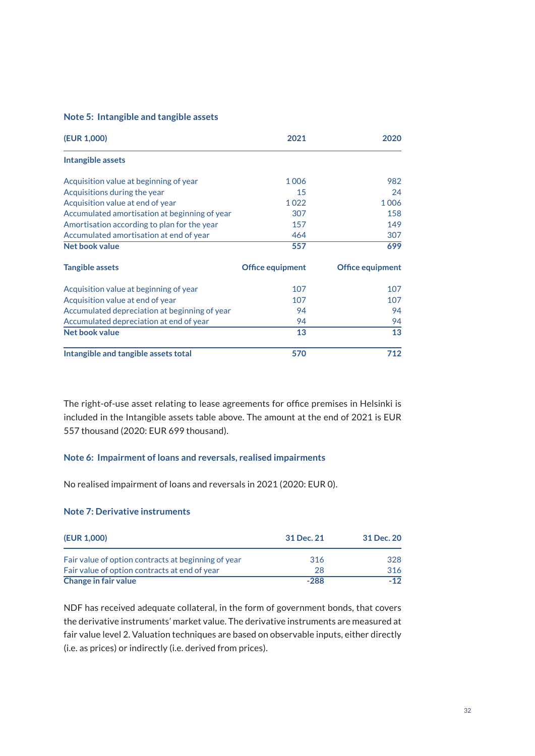## Note 5: Intangible and tangible assets

| (EUR 1,000) | 2021 | 2020 |
|---|---|---|
| **Intangible assets** | | |
| Acquisition value at beginning of year | 1 006 | 982 |
| Acquisitions during the year | 15 | 24 |
| Acquisition value at end of year | 1 022 | 1 006 |
| Accumulated amortisation at beginning of year | 307 | 158 |
| Amortisation according to plan for the year | 157 | 149 |
| Accumulated amortisation at end of year | 464 | 307 |
| **Net book value** | **557** | **699** |
| **Tangible assets** | **Office equipment** | **Office equipment** |
| Acquisition value at beginning of year | 107 | 107 |
| Acquisition value at end of year | 107 | 107 |
| Accumulated depreciation at beginning of year | 94 | 94 |
| Accumulated depreciation at end of year | 94 | 94 |
| **Net book value** | **13** | **13** |
| **Intangible and tangible assets total** | **570** | **712** |

The right-of-use asset relating to lease agreements for office premises in Helsinki is included in the Intangible assets table above. The amount at the end of 2021 is EUR 557 thousand (2020: EUR 699 thousand).

## Note 6: Impairment of loans and reversals, realised impairments

No realised impairment of loans and reversals in 2021 (2020: EUR 0).

## Note 7: Derivative instruments

| (EUR 1,000) | 31 Dec. 21 | 31 Dec. 20 |
|---|---|---|
| Fair value of option contracts at beginning of year | 316 | 328 |
| Fair value of option contracts at end of year | 28 | 316 |
| **Change in fair value** | **-288** | **-12** |

NDF has received adequate collateral, in the form of government bonds, that covers the derivative instruments' market value. The derivative instruments are measured at fair value level 2. Valuation techniques are based on observable inputs, either directly (i.e. as prices) or indirectly (i.e. derived from prices).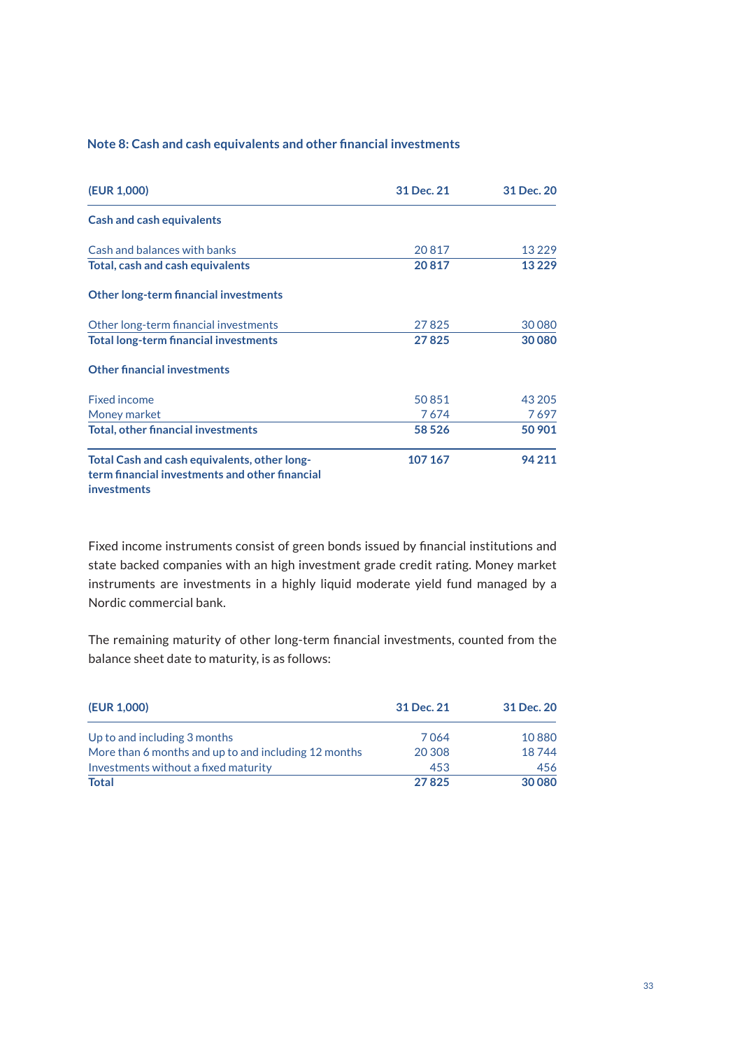## Note 8: Cash and cash equivalents and other financial investments

| (EUR 1,000) | 31 Dec. 21 | 31 Dec. 20 |
|---|---|---|
| **Cash and cash equivalents** | | |
| Cash and balances with banks | 20 817 | 13 229 |
| **Total, cash and cash equivalents** | **20 817** | **13 229** |
| **Other long-term financial investments** | | |
| Other long-term financial investments | 27 825 | 30 080 |
| **Total long-term financial investments** | **27 825** | **30 080** |
| **Other financial investments** | | |
| Fixed income | 50 851 | 43 205 |
| Money market | 7 674 | 7 697 |
| **Total, other financial investments** | **58 526** | **50 901** |
| **Total Cash and cash equivalents, other long-term financial investments and other financial investments** | **107 167** | **94 211** |

Fixed income instruments consist of green bonds issued by financial institutions and state backed companies with an high investment grade credit rating. Money market instruments are investments in a highly liquid moderate yield fund managed by a Nordic commercial bank.

The remaining maturity of other long-term financial investments, counted from the balance sheet date to maturity, is as follows:

| (EUR 1,000) | 31 Dec. 21 | 31 Dec. 20 |
|---|---|---|
| Up to and including 3 months | 7 064 | 10 880 |
| More than 6 months and up to and including 12 months | 20 308 | 18 744 |
| Investments without a fixed maturity | 453 | 456 |
| **Total** | **27 825** | **30 080** |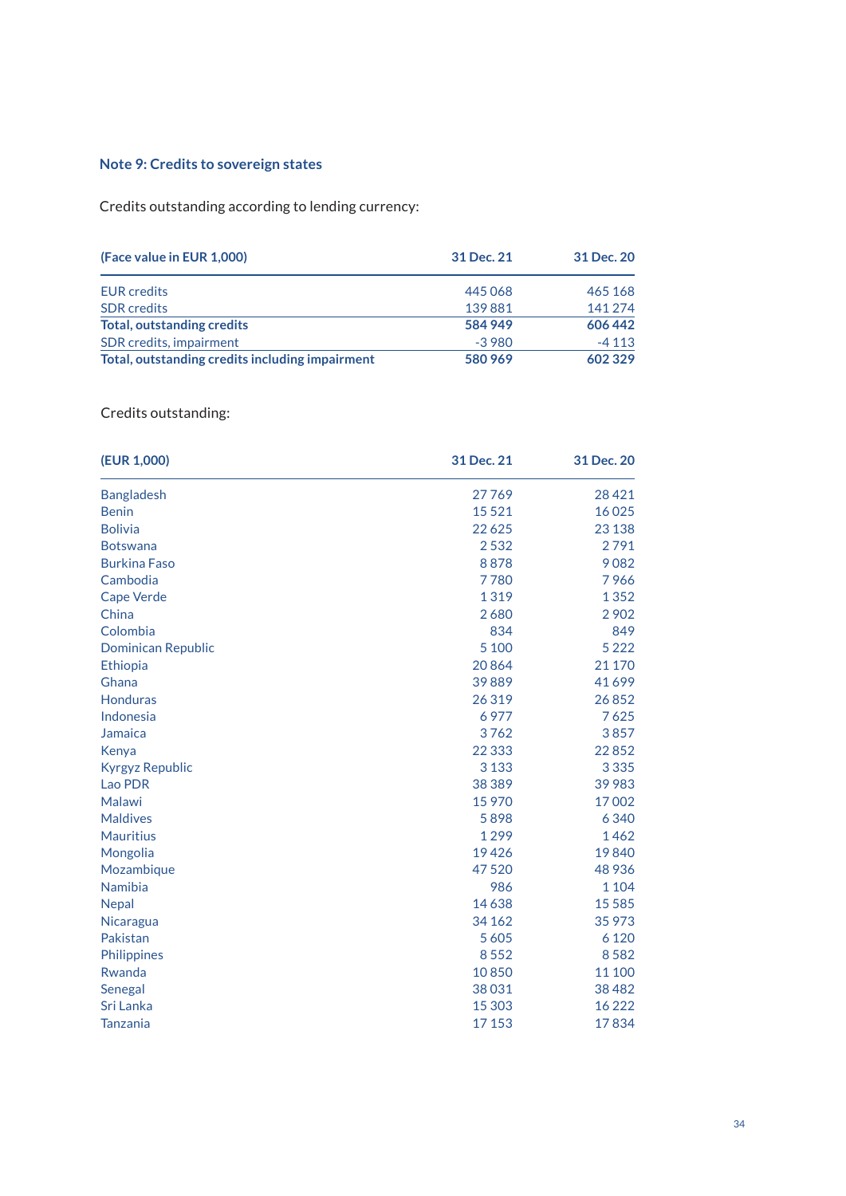## Note 9: Credits to sovereign states

Credits outstanding according to lending currency:

| (Face value in EUR 1,000) | 31 Dec. 21 | 31 Dec. 20 |
|---|---|---|
| EUR credits | 445 068 | 465 168 |
| SDR credits | 139 881 | 141 274 |
| **Total, outstanding credits** | **584 949** | **606 442** |
| SDR credits, impairment | -3 980 | -4 113 |
| **Total, outstanding credits including impairment** | **580 969** | **602 329** |

Credits outstanding:

| (EUR 1,000) | 31 Dec. 21 | 31 Dec. 20 |
|---|---|---|
| Bangladesh | 27 769 | 28 421 |
| Benin | 15 521 | 16 025 |
| Bolivia | 22 625 | 23 138 |
| Botswana | 2 532 | 2 791 |
| Burkina Faso | 8 878 | 9 082 |
| Cambodia | 7 780 | 7 966 |
| Cape Verde | 1 319 | 1 352 |
| China | 2 680 | 2 902 |
| Colombia | 834 | 849 |
| Dominican Republic | 5 100 | 5 222 |
| Ethiopia | 20 864 | 21 170 |
| Ghana | 39 889 | 41 699 |
| Honduras | 26 319 | 26 852 |
| Indonesia | 6 977 | 7 625 |
| Jamaica | 3 762 | 3 857 |
| Kenya | 22 333 | 22 852 |
| Kyrgyz Republic | 3 133 | 3 335 |
| Lao PDR | 38 389 | 39 983 |
| Malawi | 15 970 | 17 002 |
| Maldives | 5 898 | 6 340 |
| Mauritius | 1 299 | 1 462 |
| Mongolia | 19 426 | 19 840 |
| Mozambique | 47 520 | 48 936 |
| Namibia | 986 | 1 104 |
| Nepal | 14 638 | 15 585 |
| Nicaragua | 34 162 | 35 973 |
| Pakistan | 5 605 | 6 120 |
| Philippines | 8 552 | 8 582 |
| Rwanda | 10 850 | 11 100 |
| Senegal | 38 031 | 38 482 |
| Sri Lanka | 15 303 | 16 222 |
| Tanzania | 17 153 | 17 834 |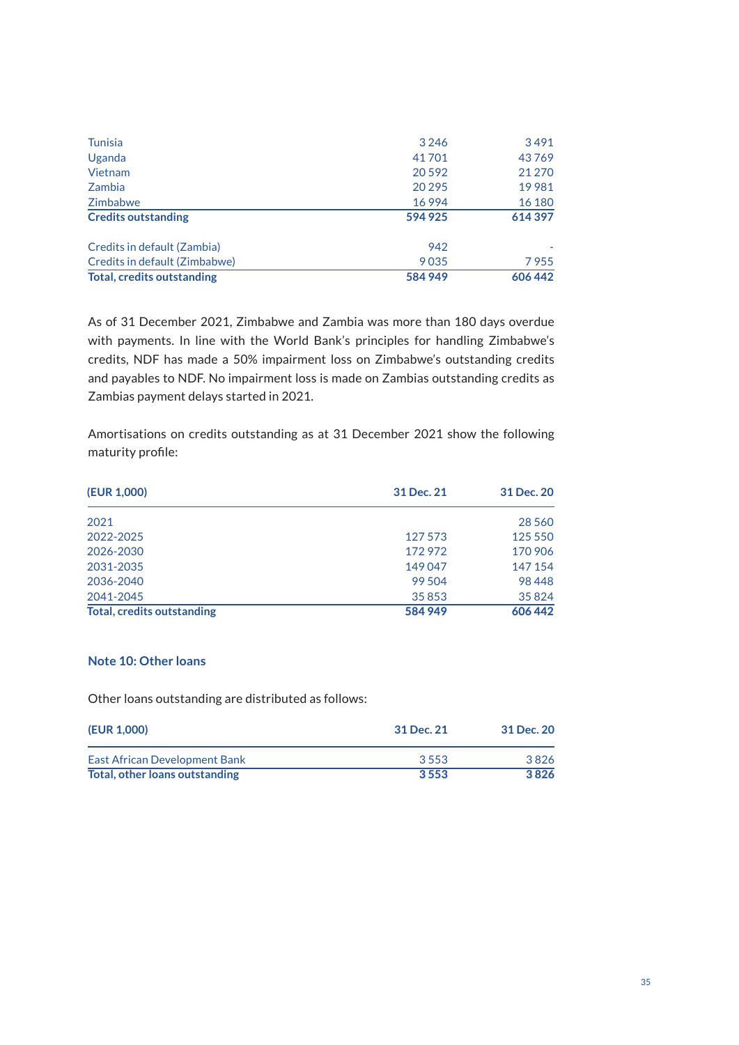| | | |
|---|---|---|
| Tunisia | 3 246 | 3 491 |
| Uganda | 41 701 | 43 769 |
| Vietnam | 20 592 | 21 270 |
| Zambia | 20 295 | 19 981 |
| Zimbabwe | 16 994 | 16 180 |
| **Credits outstanding** | **594 925** | **614 397** |
| | | |
| Credits in default (Zambia) | 942 | - |
| Credits in default (Zimbabwe) | 9 035 | 7 955 |
| **Total, credits outstanding** | **584 949** | **606 442** |

As of 31 December 2021, Zimbabwe and Zambia was more than 180 days overdue with payments. In line with the World Bank's principles for handling Zimbabwe's credits, NDF has made a 50% impairment loss on Zimbabwe's outstanding credits and payables to NDF. No impairment loss is made on Zambias outstanding credits as Zambias payment delays started in 2021.

Amortisations on credits outstanding as at 31 December 2021 show the following maturity profile:

| (EUR 1,000) | 31 Dec. 21 | 31 Dec. 20 |
|---|---|---|
| 2021 | | 28 560 |
| 2022-2025 | 127 573 | 125 550 |
| 2026-2030 | 172 972 | 170 906 |
| 2031-2035 | 149 047 | 147 154 |
| 2036-2040 | 99 504 | 98 448 |
| 2041-2045 | 35 853 | 35 824 |
| **Total, credits outstanding** | **584 949** | **606 442** |

### Note 10: Other loans

Other loans outstanding are distributed as follows:

| (EUR 1,000) | 31 Dec. 21 | 31 Dec. 20 |
|---|---|---|
| East African Development Bank | 3 553 | 3 826 |
| **Total, other loans outstanding** | **3 553** | **3 826** |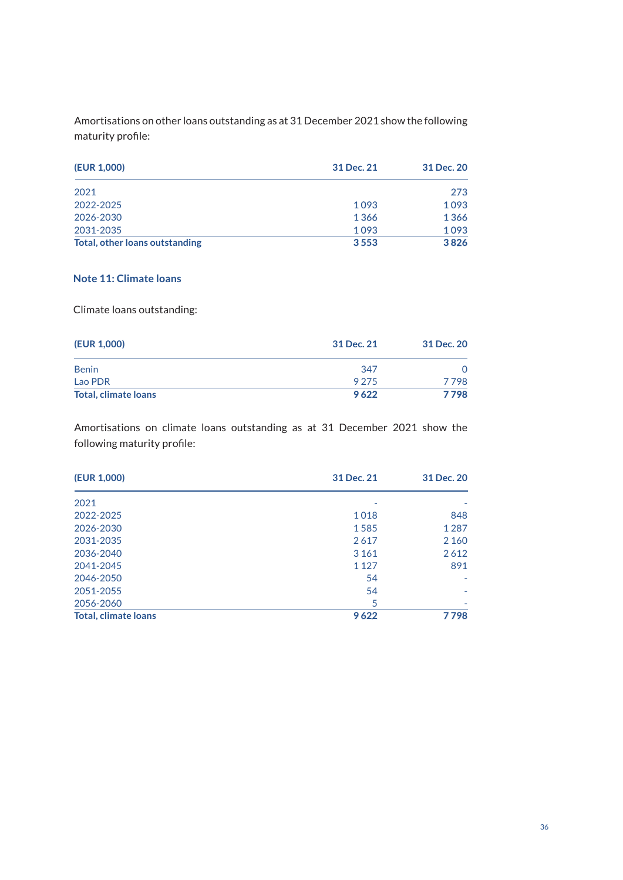Amortisations on other loans outstanding as at 31 December 2021 show the following maturity profile:

| (EUR 1,000) | 31 Dec. 21 | 31 Dec. 20 |
|---|---|---|
| 2021 | | 273 |
| 2022-2025 | 1 093 | 1 093 |
| 2026-2030 | 1 366 | 1 366 |
| 2031-2035 | 1 093 | 1 093 |
| **Total, other loans outstanding** | **3 553** | **3 826** |

## Note 11: Climate loans

Climate loans outstanding:

| (EUR 1,000) | 31 Dec. 21 | 31 Dec. 20 |
|---|---|---|
| Benin | 347 | 0 |
| Lao PDR | 9 275 | 7 798 |
| **Total, climate loans** | **9 622** | **7 798** |

Amortisations on climate loans outstanding as at 31 December 2021 show the following maturity profile:

| (EUR 1,000) | 31 Dec. 21 | 31 Dec. 20 |
|---|---|---|
| 2021 | - | - |
| 2022-2025 | 1 018 | 848 |
| 2026-2030 | 1 585 | 1 287 |
| 2031-2035 | 2 617 | 2 160 |
| 2036-2040 | 3 161 | 2 612 |
| 2041-2045 | 1 127 | 891 |
| 2046-2050 | 54 | - |
| 2051-2055 | 54 | - |
| 2056-2060 | 5 | - |
| **Total, climate loans** | **9 622** | **7 798** |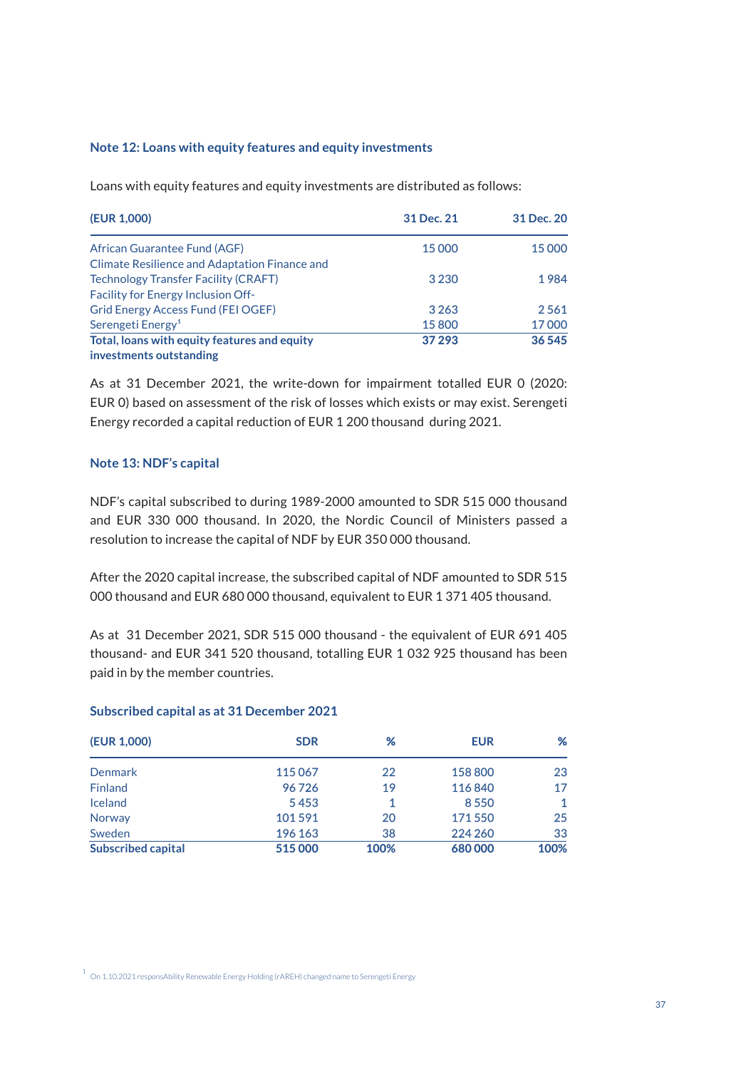### Note 12: Loans with equity features and equity investments

Loans with equity features and equity investments are distributed as follows:

| (EUR 1,000) | 31 Dec. 21 | 31 Dec. 20 |
|---|---|---|
| African Guarantee Fund (AGF) | 15 000 | 15 000 |
| Climate Resilience and Adaptation Finance and Technology Transfer Facility (CRAFT) | 3 230 | 1 984 |
| Facility for Energy Inclusion Off-Grid Energy Access Fund (FEI OGEF) | 3 263 | 2 561 |
| Serengeti Energy[1] | 15 800 | 17 000 |
| **Total, loans with equity features and equity investments outstanding** | **37 293** | **36 545** |

As at 31 December 2021, the write-down for impairment totalled EUR 0 (2020: EUR 0) based on assessment of the risk of losses which exists or may exist. Serengeti Energy recorded a capital reduction of EUR 1 200 thousand during 2021.

### Note 13: NDF's capital

NDF's capital subscribed to during 1989-2000 amounted to SDR 515 000 thousand and EUR 330 000 thousand. In 2020, the Nordic Council of Ministers passed a resolution to increase the capital of NDF by EUR 350 000 thousand.

After the 2020 capital increase, the subscribed capital of NDF amounted to SDR 515 000 thousand and EUR 680 000 thousand, equivalent to EUR 1 371 405 thousand.

As at 31 December 2021, SDR 515 000 thousand - the equivalent of EUR 691 405 thousand- and EUR 341 520 thousand, totalling EUR 1 032 925 thousand has been paid in by the member countries.

#### Subscribed capital as at 31 December 2021

| (EUR 1,000) | SDR | % | EUR | % |
|---|---|---|---|---|
| Denmark | 115 067 | 22 | 158 800 | 23 |
| Finland | 96 726 | 19 | 116 840 | 17 |
| Iceland | 5 453 | 1 | 8 550 | 1 |
| Norway | 101 591 | 20 | 171 550 | 25 |
| Sweden | 196 163 | 38 | 224 260 | 33 |
| **Subscribed capital** | **515 000** | **100%** | **680 000** | **100%** |

[1] On 1.10.2021 responsAbility Renewable Energy Holding (rAREH) changed name to Serengeti Energy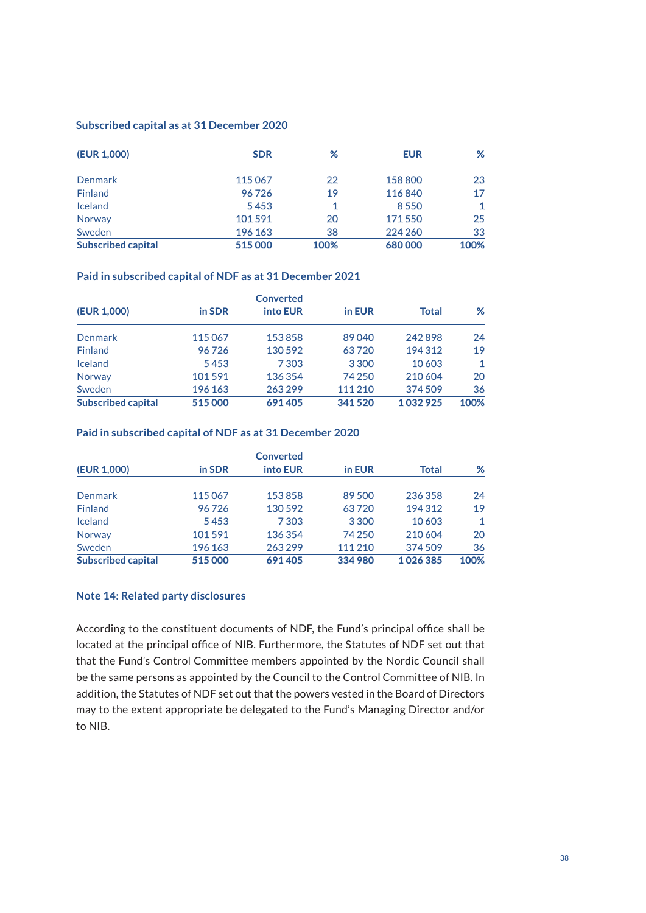### Subscribed capital as at 31 December 2020

| (EUR 1,000) | SDR | % | EUR | % |
|---|---|---|---|---|
| Denmark | 115 067 | 22 | 158 800 | 23 |
| Finland | 96 726 | 19 | 116 840 | 17 |
| Iceland | 5 453 | 1 | 8 550 | 1 |
| Norway | 101 591 | 20 | 171 550 | 25 |
| Sweden | 196 163 | 38 | 224 260 | 33 |
| **Subscribed capital** | **515 000** | **100%** | **680 000** | **100%** |

### Paid in subscribed capital of NDF as at 31 December 2021

| (EUR 1,000) | in SDR | Converted into EUR | in EUR | Total | % |
|---|---|---|---|---|---|
| Denmark | 115 067 | 153 858 | 89 040 | 242 898 | 24 |
| Finland | 96 726 | 130 592 | 63 720 | 194 312 | 19 |
| Iceland | 5 453 | 7 303 | 3 300 | 10 603 | 1 |
| Norway | 101 591 | 136 354 | 74 250 | 210 604 | 20 |
| Sweden | 196 163 | 263 299 | 111 210 | 374 509 | 36 |
| **Subscribed capital** | **515 000** | **691 405** | **341 520** | **1 032 925** | **100%** |

### Paid in subscribed capital of NDF as at 31 December 2020

| (EUR 1,000) | in SDR | Converted into EUR | in EUR | Total | % |
|---|---|---|---|---|---|
| Denmark | 115 067 | 153 858 | 89 500 | 236 358 | 24 |
| Finland | 96 726 | 130 592 | 63 720 | 194 312 | 19 |
| Iceland | 5 453 | 7 303 | 3 300 | 10 603 | 1 |
| Norway | 101 591 | 136 354 | 74 250 | 210 604 | 20 |
| Sweden | 196 163 | 263 299 | 111 210 | 374 509 | 36 |
| **Subscribed capital** | **515 000** | **691 405** | **334 980** | **1 026 385** | **100%** |

### Note 14: Related party disclosures

According to the constituent documents of NDF, the Fund's principal office shall be located at the principal office of NIB. Furthermore, the Statutes of NDF set out that that the Fund's Control Committee members appointed by the Nordic Council shall be the same persons as appointed by the Council to the Control Committee of NIB. In addition, the Statutes of NDF set out that the powers vested in the Board of Directors may to the extent appropriate be delegated to the Fund's Managing Director and/or to NIB.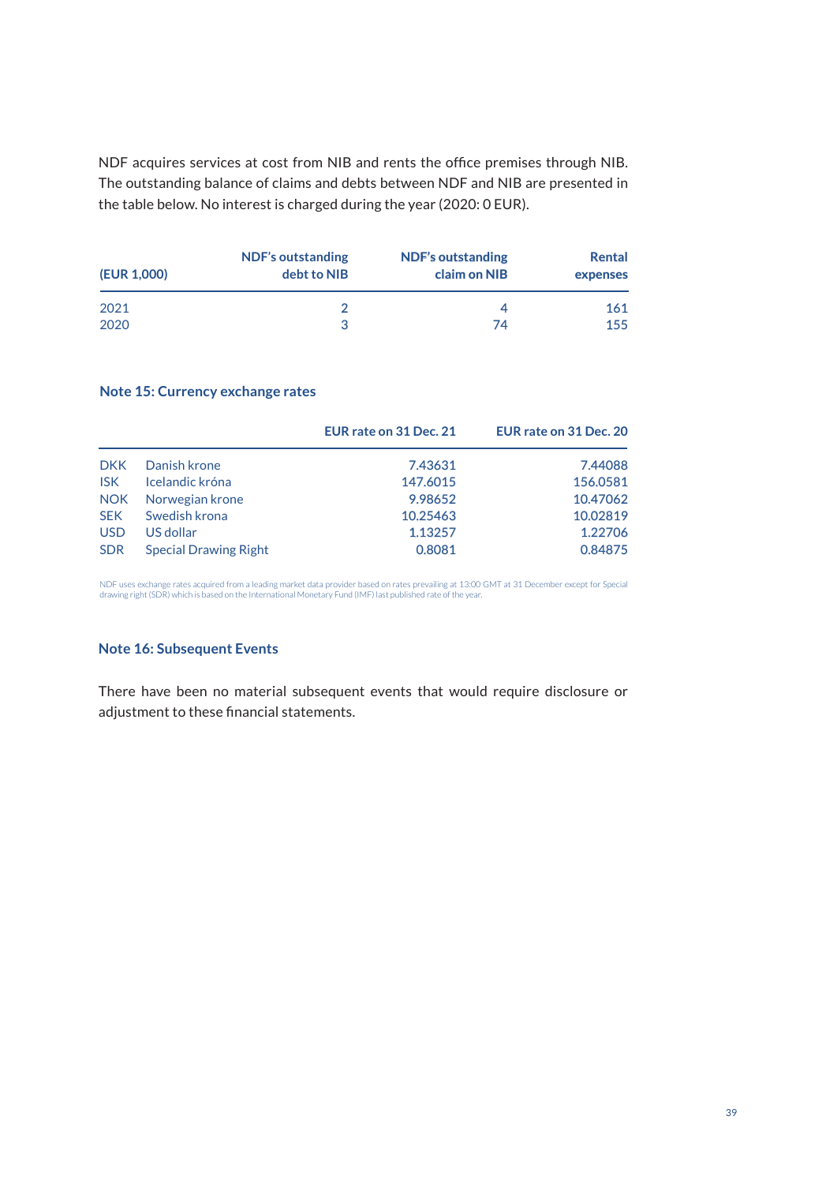NDF acquires services at cost from NIB and rents the office premises through NIB. The outstanding balance of claims and debts between NDF and NIB are presented in the table below. No interest is charged during the year (2020: 0 EUR).

| (EUR 1,000) | NDF's outstanding debt to NIB | NDF's outstanding claim on NIB | Rental expenses |
|---|---|---|---|
| 2021 | 2 | 4 | 161 |
| 2020 | 3 | 74 | 155 |

## Note 15: Currency exchange rates

| | | EUR rate on 31 Dec. 21 | EUR rate on 31 Dec. 20 |
|---|---|---|---|
| DKK | Danish krone | 7.43631 | 7.44088 |
| ISK | Icelandic króna | 147.6015 | 156.0581 |
| NOK | Norwegian krone | 9.98652 | 10.47062 |
| SEK | Swedish krona | 10.25463 | 10.02819 |
| USD | US dollar | 1.13257 | 1.22706 |
| SDR | Special Drawing Right | 0.8081 | 0.84875 |

NDF uses exchange rates acquired from a leading market data provider based on rates prevailing at 13:00 GMT at 31 December except for Special drawing right (SDR) which is based on the International Monetary Fund (IMF) last published rate of the year.

## Note 16: Subsequent Events

There have been no material subsequent events that would require disclosure or adjustment to these financial statements.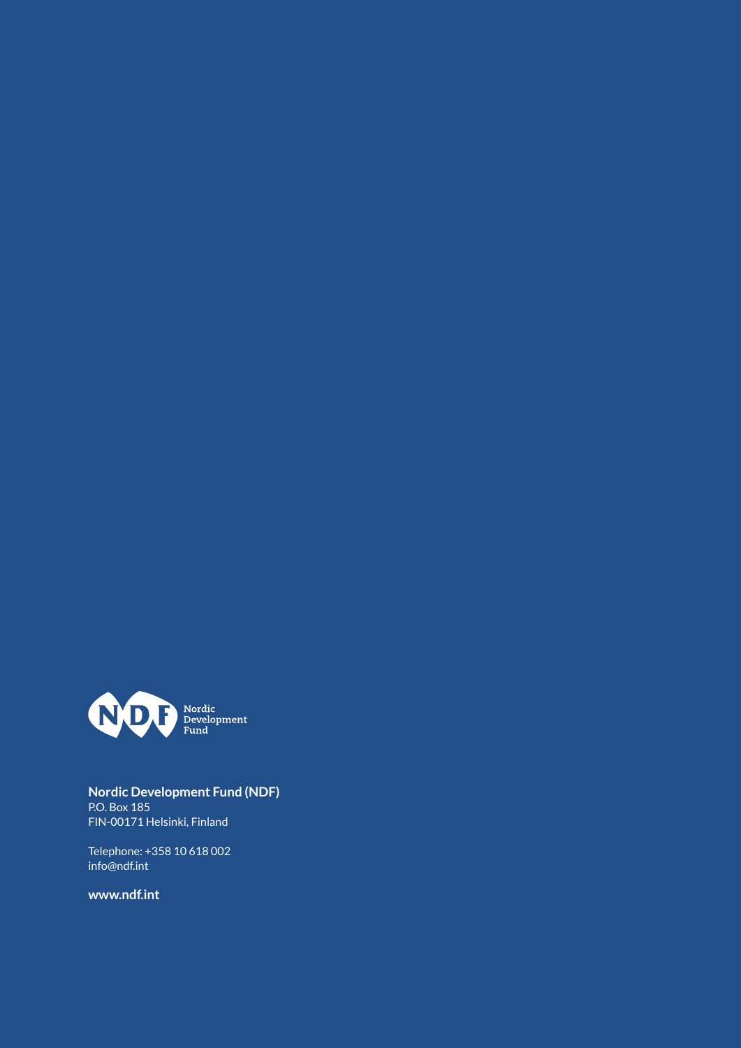Nordic
Development
Fund

**Nordic Development Fund (NDF)**
P.O. Box 185
FIN-00171 Helsinki, Finland

Telephone: +358 10 618 002
info@ndf.int

**www.ndf.int**